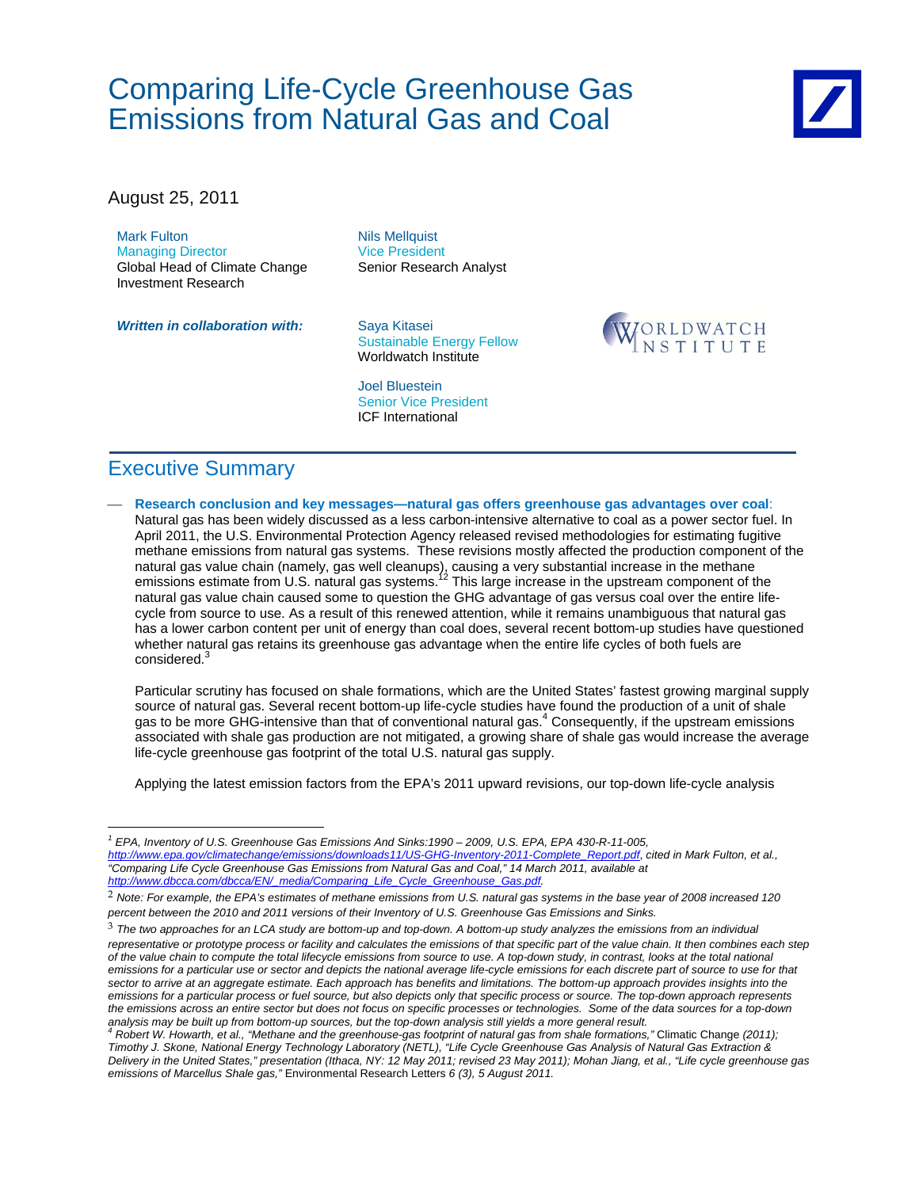# Comparing Life-Cycle Greenhouse Gas Emissions from Natural Gas and Coal

August 25, 2011

Mark Fulton
Managing Director
Global Head of Climate Change Investment Research

Nils Mellquist
Vice President
Senior Research Analyst

***Written in collaboration with:***

Saya Kitasei
Sustainable Energy Fellow
Worldwatch Institute

Joel Bluestein
Senior Vice President
ICF International

WORLDWATCH INSTITUTE

## Executive Summary

— **Research conclusion and key messages—natural gas offers greenhouse gas advantages over coal**: Natural gas has been widely discussed as a less carbon-intensive alternative to coal as a power sector fuel. In April 2011, the U.S. Environmental Protection Agency released revised methodologies for estimating fugitive methane emissions from natural gas systems. These revisions mostly affected the production component of the natural gas value chain (namely, gas well cleanups), causing a very substantial increase in the methane emissions estimate from U.S. natural gas systems.[1][2] This large increase in the upstream component of the natural gas value chain caused some to question the GHG advantage of gas versus coal over the entire life-cycle from source to use. As a result of this renewed attention, while it remains unambiguous that natural gas has a lower carbon content per unit of energy than coal does, several recent bottom-up studies have questioned whether natural gas retains its greenhouse gas advantage when the entire life cycles of both fuels are considered.[3]

Particular scrutiny has focused on shale formations, which are the United States' fastest growing marginal supply source of natural gas. Several recent bottom-up life-cycle studies have found the production of a unit of shale gas to be more GHG-intensive than that of conventional natural gas.[4] Consequently, if the upstream emissions associated with shale gas production are not mitigated, a growing share of shale gas would increase the average life-cycle greenhouse gas footprint of the total U.S. natural gas supply.

Applying the latest emission factors from the EPA's 2011 upward revisions, our top-down life-cycle analysis

---

[1] *EPA, Inventory of U.S. Greenhouse Gas Emissions And Sinks:1990 – 2009, U.S. EPA, EPA 430-R-11-005, http://www.epa.gov/climatechange/emissions/downloads11/US-GHG-Inventory-2011-Complete_Report.pdf, cited in Mark Fulton, et al., "Comparing Life Cycle Greenhouse Gas Emissions from Natural Gas and Coal," 14 March 2011, available at http://www.dbcca.com/dbcca/EN/_media/Comparing_Life_Cycle_Greenhouse_Gas.pdf.*

[2] *Note: For example, the EPA's estimates of methane emissions from U.S. natural gas systems in the base year of 2008 increased 120 percent between the 2010 and 2011 versions of their Inventory of U.S. Greenhouse Gas Emissions and Sinks.*

[3] *The two approaches for an LCA study are bottom-up and top-down. A bottom-up study analyzes the emissions from an individual representative or prototype process or facility and calculates the emissions of that specific part of the value chain. It then combines each step of the value chain to compute the total lifecycle emissions from source to use. A top-down study, in contrast, looks at the total national emissions for a particular use or sector and depicts the national average life-cycle emissions for each discrete part of source to use for that sector to arrive at an aggregate estimate. Each approach has benefits and limitations. The bottom-up approach provides insights into the emissions for a particular process or fuel source, but also depicts only that specific process or source. The top-down approach represents the emissions across an entire sector but does not focus on specific processes or technologies. Some of the data sources for a top-down analysis may be built up from bottom-up sources, but the top-down analysis still yields a more general result.*

[4] *Robert W. Howarth, et al., "Methane and the greenhouse-gas footprint of natural gas from shale formations,"* Climatic Change *(2011); Timothy J. Skone, National Energy Technology Laboratory (NETL), "Life Cycle Greenhouse Gas Analysis of Natural Gas Extraction & Delivery in the United States," presentation (Ithaca, NY: 12 May 2011; revised 23 May 2011); Mohan Jiang, et al., "Life cycle greenhouse gas emissions of Marcellus Shale gas,"* Environmental Research Letters *6 (3), 5 August 2011.*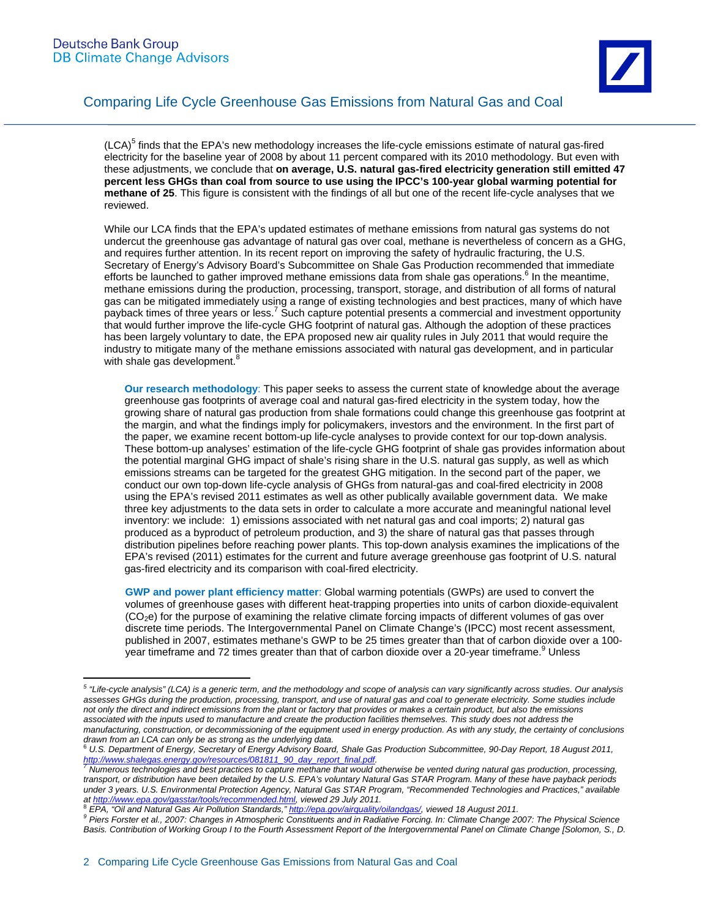(LCA)[5] finds that the EPA's new methodology increases the life-cycle emissions estimate of natural gas-fired electricity for the baseline year of 2008 by about 11 percent compared with its 2010 methodology. But even with these adjustments, we conclude that **on average, U.S. natural gas-fired electricity generation still emitted 47 percent less GHGs than coal from source to use using the IPCC's 100-year global warming potential for methane of 25**. This figure is consistent with the findings of all but one of the recent life-cycle analyses that we reviewed.

While our LCA finds that the EPA's updated estimates of methane emissions from natural gas systems do not undercut the greenhouse gas advantage of natural gas over coal, methane is nevertheless of concern as a GHG, and requires further attention. In its recent report on improving the safety of hydraulic fracturing, the U.S. Secretary of Energy's Advisory Board's Subcommittee on Shale Gas Production recommended that immediate efforts be launched to gather improved methane emissions data from shale gas operations.[6] In the meantime, methane emissions during the production, processing, transport, storage, and distribution of all forms of natural gas can be mitigated immediately using a range of existing technologies and best practices, many of which have payback times of three years or less.[7] Such capture potential presents a commercial and investment opportunity that would further improve the life-cycle GHG footprint of natural gas. Although the adoption of these practices has been largely voluntary to date, the EPA proposed new air quality rules in July 2011 that would require the industry to mitigate many of the methane emissions associated with natural gas development, and in particular with shale gas development.[8]

**Our research methodology**: This paper seeks to assess the current state of knowledge about the average greenhouse gas footprints of average coal and natural gas-fired electricity in the system today, how the growing share of natural gas production from shale formations could change this greenhouse gas footprint at the margin, and what the findings imply for policymakers, investors and the environment. In the first part of the paper, we examine recent bottom-up life-cycle analyses to provide context for our top-down analysis. These bottom-up analyses' estimation of the life-cycle GHG footprint of shale gas provides information about the potential marginal GHG impact of shale's rising share in the U.S. natural gas supply, as well as which emissions streams can be targeted for the greatest GHG mitigation. In the second part of the paper, we conduct our own top-down life-cycle analysis of GHGs from natural-gas and coal-fired electricity in 2008 using the EPA's revised 2011 estimates as well as other publically available government data. We make three key adjustments to the data sets in order to calculate a more accurate and meaningful national level inventory: we include: 1) emissions associated with net natural gas and coal imports; 2) natural gas produced as a byproduct of petroleum production, and 3) the share of natural gas that passes through distribution pipelines before reaching power plants. This top-down analysis examines the implications of the EPA's revised (2011) estimates for the current and future average greenhouse gas footprint of U.S. natural gas-fired electricity and its comparison with coal-fired electricity.

**GWP and power plant efficiency matter**: Global warming potentials (GWPs) are used to convert the volumes of greenhouse gases with different heat-trapping properties into units of carbon dioxide-equivalent ($CO_2e$) for the purpose of examining the relative climate forcing impacts of different volumes of gas over discrete time periods. The Intergovernmental Panel on Climate Change's (IPCC) most recent assessment, published in 2007, estimates methane's GWP to be 25 times greater than that of carbon dioxide over a 100-year timeframe and 72 times greater than that of carbon dioxide over a 20-year timeframe.[9] Unless

---

[5] *"Life-cycle analysis" (LCA) is a generic term, and the methodology and scope of analysis can vary significantly across studies. Our analysis assesses GHGs during the production, processing, transport, and use of natural gas and coal to generate electricity. Some studies include not only the direct and indirect emissions from the plant or factory that provides or makes a certain product, but also the emissions associated with the inputs used to manufacture and create the production facilities themselves. This study does not address the manufacturing, construction, or decommissioning of the equipment used in energy production. As with any study, the certainty of conclusions drawn from an LCA can only be as strong as the underlying data.*

[6] *U.S. Department of Energy, Secretary of Energy Advisory Board, Shale Gas Production Subcommittee, 90-Day Report, 18 August 2011, http://www.shalegas.energy.gov/resources/081811_90_day_report_final.pdf.*

[7] *Numerous technologies and best practices to capture methane that would otherwise be vented during natural gas production, processing, transport, or distribution have been detailed by the U.S. EPA's voluntary Natural Gas STAR Program. Many of these have payback periods under 3 years. U.S. Environmental Protection Agency, Natural Gas STAR Program, "Recommended Technologies and Practices," available at http://www.epa.gov/gasstar/tools/recommended.html, viewed 29 July 2011.*

[8] *EPA, "Oil and Natural Gas Air Pollution Standards," http://epa.gov/airquality/oilandgas/, viewed 18 August 2011.*

[9] *Piers Forster et al., 2007: Changes in Atmospheric Constituents and in Radiative Forcing. In: Climate Change 2007: The Physical Science Basis. Contribution of Working Group I to the Fourth Assessment Report of the Intergovernmental Panel on Climate Change [Solomon, S., D.*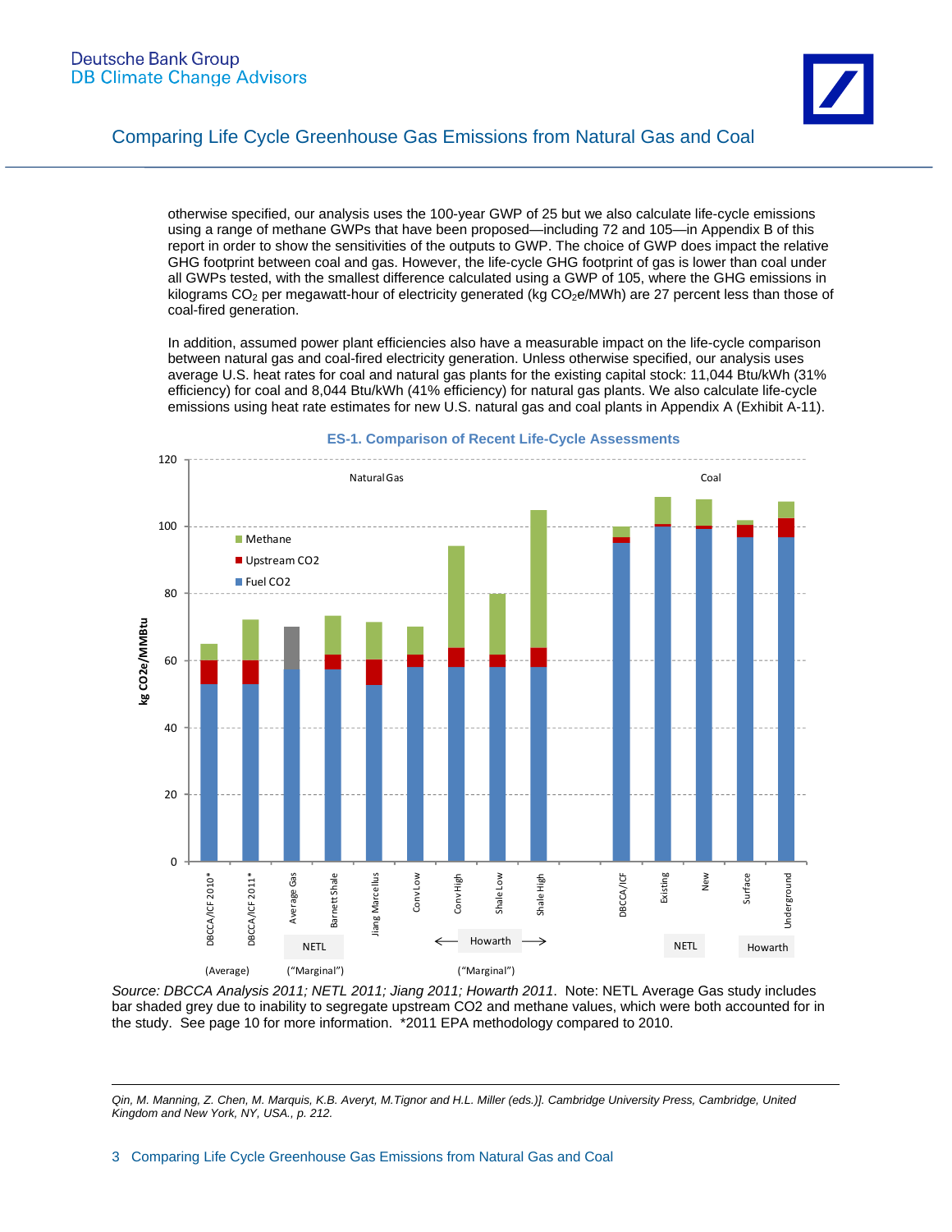otherwise specified, our analysis uses the 100-year GWP of 25 but we also calculate life-cycle emissions using a range of methane GWPs that have been proposed—including 72 and 105—in Appendix B of this report in order to show the sensitivities of the outputs to GWP. The choice of GWP does impact the relative GHG footprint between coal and gas. However, the life-cycle GHG footprint of gas is lower than coal under all GWPs tested, with the smallest difference calculated using a GWP of 105, where the GHG emissions in kilograms $CO_2$ per megawatt-hour of electricity generated (kg $CO_2$e/MWh) are 27 percent less than those of coal-fired generation.

In addition, assumed power plant efficiencies also have a measurable impact on the life-cycle comparison between natural gas and coal-fired electricity generation. Unless otherwise specified, our analysis uses average U.S. heat rates for coal and natural gas plants for the existing capital stock: 11,044 Btu/kWh (31% efficiency) for coal and 8,044 Btu/kWh (41% efficiency) for natural gas plants. We also calculate life-cycle emissions using heat rate estimates for new U.S. natural gas and coal plants in Appendix A (Exhibit A-11).

**ES-1. Comparison of Recent Life-Cycle Assessments**

*Source: DBCCA Analysis 2011; NETL 2011; Jiang 2011; Howarth 2011.* Note: NETL Average Gas study includes bar shaded grey due to inability to segregate upstream CO2 and methane values, which were both accounted for in the study. See page 10 for more information. *2011 EPA methodology compared to 2010.

---

*Qin, M. Manning, Z. Chen, M. Marquis, K.B. Averyt, M.Tignor and H.L. Miller (eds.)]. Cambridge University Press, Cambridge, United Kingdom and New York, NY, USA., p. 212.*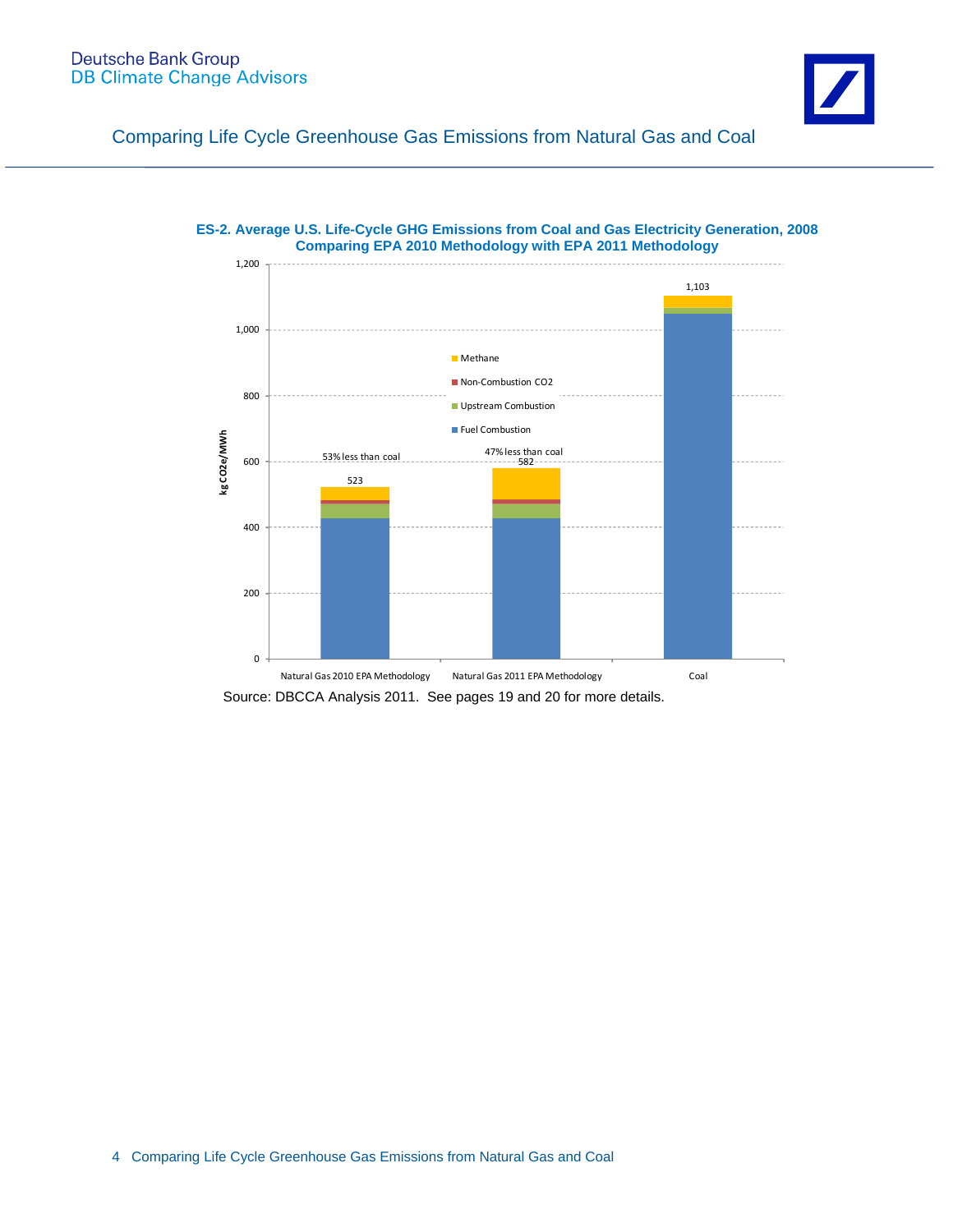**ES-2. Average U.S. Life-Cycle GHG Emissions from Coal and Gas Electricity Generation, 2008**
**Comparing EPA 2010 Methodology with EPA 2011 Methodology**

| | Natural Gas 2010 EPA Methodology | Natural Gas 2011 EPA Methodology | Coal |
|---|---|---|---|
| Total (kg CO2e/MWh) | 523 | 582 | 1,103 |
| Comparison | 53% less than coal | 47% less than coal | |

Legend: Methane; Non-Combustion CO2; Upstream Combustion; Fuel Combustion

Y-axis: kg CO2e/MWh (0 – 1,200)

Source: DBCCA Analysis 2011. See pages 19 and 20 for more details.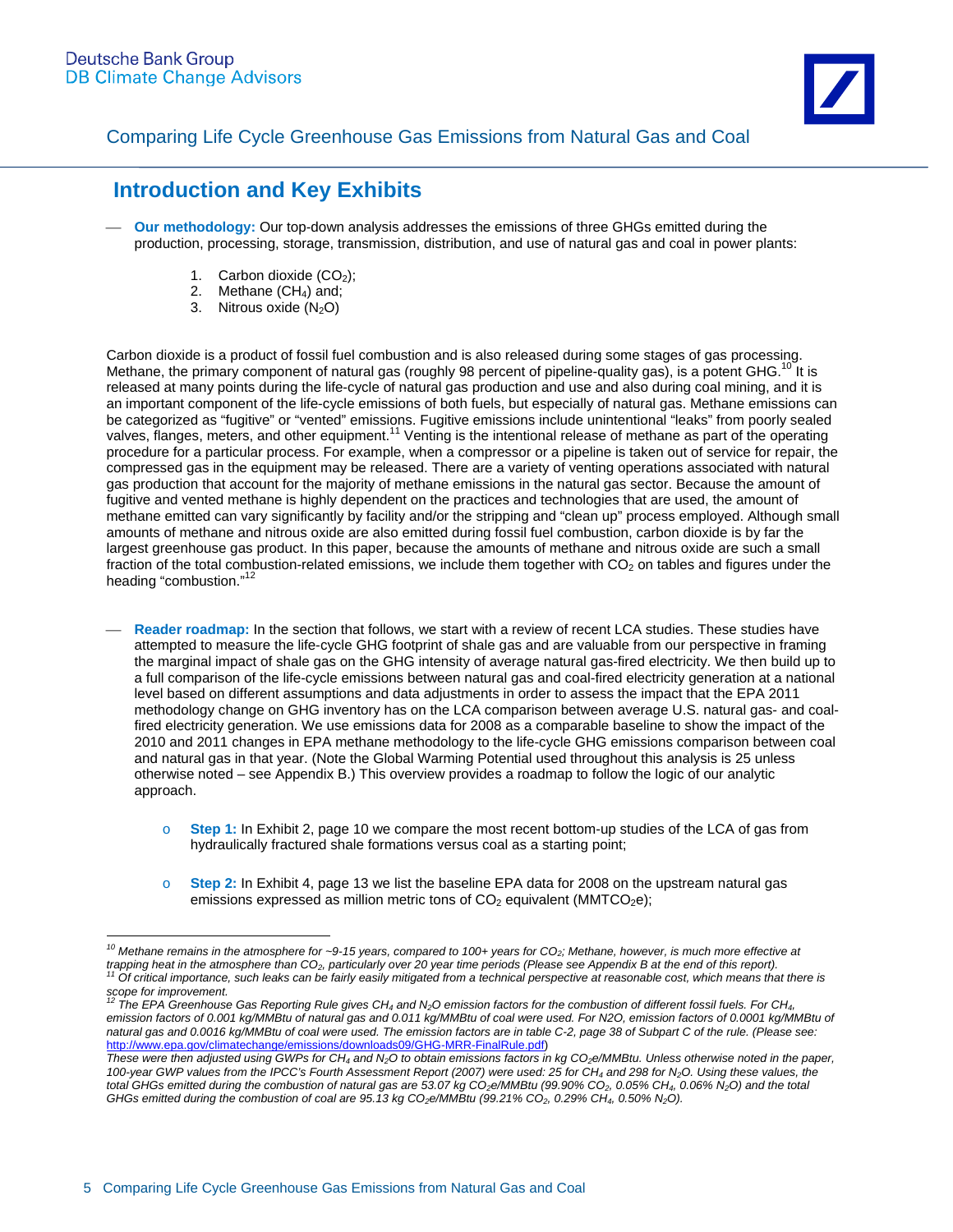## Introduction and Key Exhibits

— **Our methodology:** Our top-down analysis addresses the emissions of three GHGs emitted during the production, processing, storage, transmission, distribution, and use of natural gas and coal in power plants:

1. Carbon dioxide ($CO_2$);
2. Methane ($CH_4$) and;
3. Nitrous oxide ($N_2O$)

Carbon dioxide is a product of fossil fuel combustion and is also released during some stages of gas processing. Methane, the primary component of natural gas (roughly 98 percent of pipeline-quality gas), is a potent GHG.[10] It is released at many points during the life-cycle of natural gas production and use and also during coal mining, and it is an important component of the life-cycle emissions of both fuels, but especially of natural gas. Methane emissions can be categorized as "fugitive" or "vented" emissions. Fugitive emissions include unintentional "leaks" from poorly sealed valves, flanges, meters, and other equipment.[11] Venting is the intentional release of methane as part of the operating procedure for a particular process. For example, when a compressor or a pipeline is taken out of service for repair, the compressed gas in the equipment may be released. There are a variety of venting operations associated with natural gas production that account for the majority of methane emissions in the natural gas sector. Because the amount of fugitive and vented methane is highly dependent on the practices and technologies that are used, the amount of methane emitted can vary significantly by facility and/or the stripping and "clean up" process employed. Although small amounts of methane and nitrous oxide are also emitted during fossil fuel combustion, carbon dioxide is by far the largest greenhouse gas product. In this paper, because the amounts of methane and nitrous oxide are such a small fraction of the total combustion-related emissions, we include them together with $CO_2$ on tables and figures under the heading "combustion."[12]

— **Reader roadmap:** In the section that follows, we start with a review of recent LCA studies. These studies have attempted to measure the life-cycle GHG footprint of shale gas and are valuable from our perspective in framing the marginal impact of shale gas on the GHG intensity of average natural gas-fired electricity. We then build up to a full comparison of the life-cycle emissions between natural gas and coal-fired electricity generation at a national level based on different assumptions and data adjustments in order to assess the impact that the EPA 2011 methodology change on GHG inventory has on the LCA comparison between average U.S. natural gas- and coal-fired electricity generation. We use emissions data for 2008 as a comparable baseline to show the impact of the 2010 and 2011 changes in EPA methane methodology to the life-cycle GHG emissions comparison between coal and natural gas in that year. (Note the Global Warming Potential used throughout this analysis is 25 unless otherwise noted – see Appendix B.) This overview provides a roadmap to follow the logic of our analytic approach.

- **Step 1:** In Exhibit 2, page 10 we compare the most recent bottom-up studies of the LCA of gas from hydraulically fractured shale formations versus coal as a starting point;

- **Step 2:** In Exhibit 4, page 13 we list the baseline EPA data for 2008 on the upstream natural gas emissions expressed as million metric tons of $CO_2$ equivalent ($MMTCO_2e$);

---

*[10] Methane remains in the atmosphere for ~9-15 years, compared to 100+ years for $CO_2$; Methane, however, is much more effective at trapping heat in the atmosphere than $CO_2$, particularly over 20 year time periods (Please see Appendix B at the end of this report).*

*[11] Of critical importance, such leaks can be fairly easily mitigated from a technical perspective at reasonable cost, which means that there is scope for improvement.*

*[12] The EPA Greenhouse Gas Reporting Rule gives $CH_4$ and $N_2O$ emission factors for the combustion of different fossil fuels. For $CH_4$, emission factors of 0.001 kg/MMBtu of natural gas and 0.011 kg/MMBtu of coal were used. For N2O, emission factors of 0.0001 kg/MMBtu of natural gas and 0.0016 kg/MMBtu of coal were used. The emission factors are in table C-2, page 38 of Subpart C of the rule. (Please see: http://www.epa.gov/climatechange/emissions/downloads09/GHG-MRR-FinalRule.pdf)*

*These were then adjusted using GWPs for $CH_4$ and $N_2O$ to obtain emissions factors in kg $CO_2e$/MMBtu. Unless otherwise noted in the paper, 100-year GWP values from the IPCC's Fourth Assessment Report (2007) were used: 25 for $CH_4$ and 298 for $N_2O$. Using these values, the total GHGs emitted during the combustion of natural gas are 53.07 kg $CO_2e$/MMBtu (99.90% $CO_2$, 0.05% $CH_4$, 0.06% $N_2O$) and the total GHGs emitted during the combustion of coal are 95.13 kg $CO_2e$/MMBtu (99.21% $CO_2$, 0.29% $CH_4$, 0.50% $N_2O$).*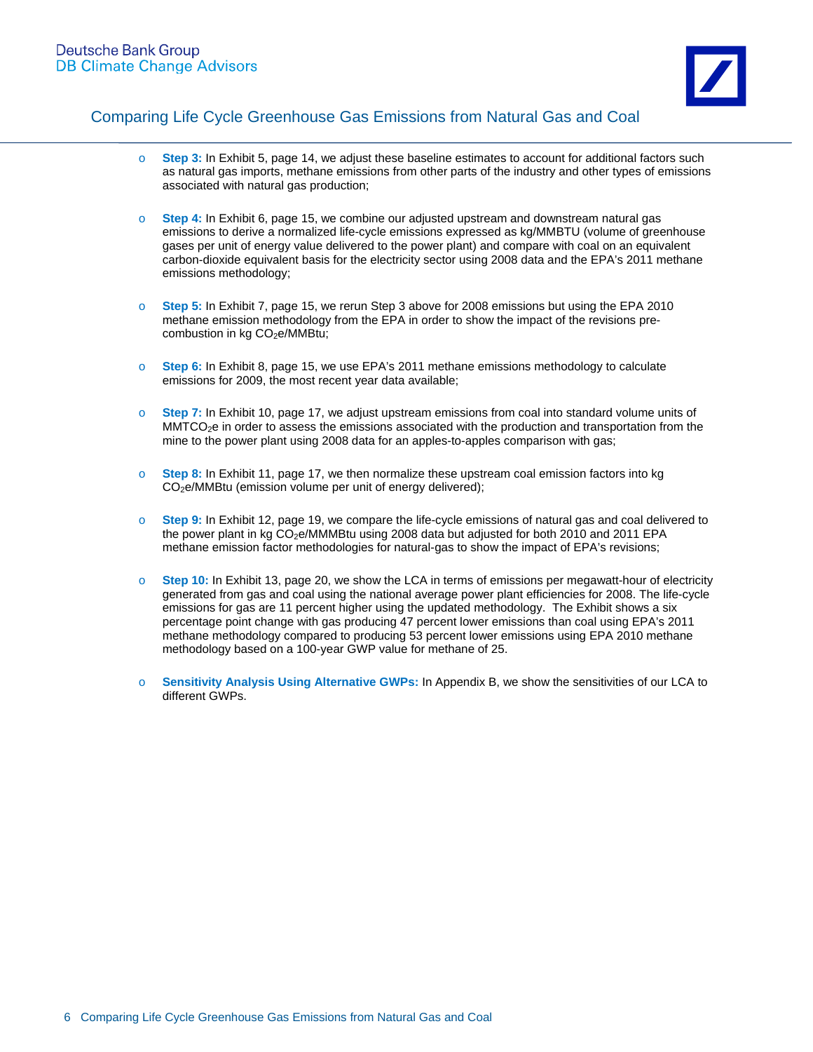- **Step 3:** In Exhibit 5, page 14, we adjust these baseline estimates to account for additional factors such as natural gas imports, methane emissions from other parts of the industry and other types of emissions associated with natural gas production;

- **Step 4:** In Exhibit 6, page 15, we combine our adjusted upstream and downstream natural gas emissions to derive a normalized life-cycle emissions expressed as kg/MMBTU (volume of greenhouse gases per unit of energy value delivered to the power plant) and compare with coal on an equivalent carbon-dioxide equivalent basis for the electricity sector using 2008 data and the EPA's 2011 methane emissions methodology;

- **Step 5:** In Exhibit 7, page 15, we rerun Step 3 above for 2008 emissions but using the EPA 2010 methane emission methodology from the EPA in order to show the impact of the revisions pre-combustion in kg $CO_2$e/MMBtu;

- **Step 6:** In Exhibit 8, page 15, we use EPA's 2011 methane emissions methodology to calculate emissions for 2009, the most recent year data available;

- **Step 7:** In Exhibit 10, page 17, we adjust upstream emissions from coal into standard volume units of MMT$CO_2$e in order to assess the emissions associated with the production and transportation from the mine to the power plant using 2008 data for an apples-to-apples comparison with gas;

- **Step 8:** In Exhibit 11, page 17, we then normalize these upstream coal emission factors into kg $CO_2$e/MMBtu (emission volume per unit of energy delivered);

- **Step 9:** In Exhibit 12, page 19, we compare the life-cycle emissions of natural gas and coal delivered to the power plant in kg $CO_2$e/MMMBtu using 2008 data but adjusted for both 2010 and 2011 EPA methane emission factor methodologies for natural-gas to show the impact of EPA's revisions;

- **Step 10:** In Exhibit 13, page 20, we show the LCA in terms of emissions per megawatt-hour of electricity generated from gas and coal using the national average power plant efficiencies for 2008. The life-cycle emissions for gas are 11 percent higher using the updated methodology. The Exhibit shows a six percentage point change with gas producing 47 percent lower emissions than coal using EPA's 2011 methane methodology compared to producing 53 percent lower emissions using EPA 2010 methane methodology based on a 100-year GWP value for methane of 25.

- **Sensitivity Analysis Using Alternative GWPs:** In Appendix B, we show the sensitivities of our LCA to different GWPs.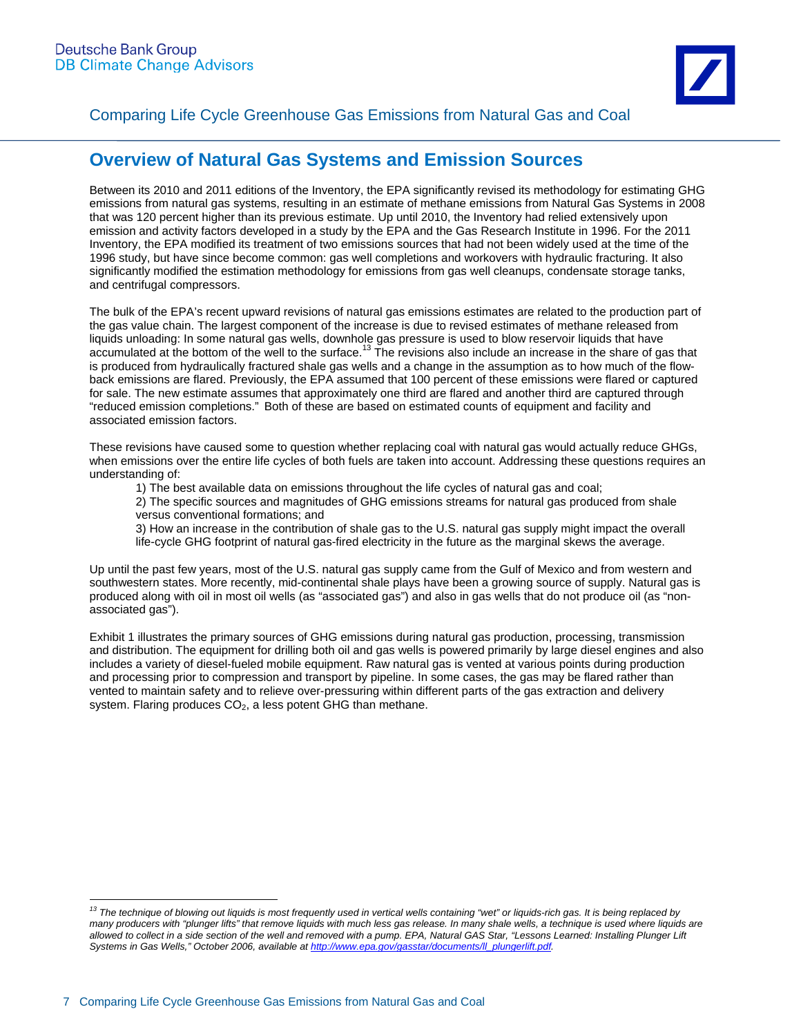## Overview of Natural Gas Systems and Emission Sources

Between its 2010 and 2011 editions of the Inventory, the EPA significantly revised its methodology for estimating GHG emissions from natural gas systems, resulting in an estimate of methane emissions from Natural Gas Systems in 2008 that was 120 percent higher than its previous estimate. Up until 2010, the Inventory had relied extensively upon emission and activity factors developed in a study by the EPA and the Gas Research Institute in 1996. For the 2011 Inventory, the EPA modified its treatment of two emissions sources that had not been widely used at the time of the 1996 study, but have since become common: gas well completions and workovers with hydraulic fracturing. It also significantly modified the estimation methodology for emissions from gas well cleanups, condensate storage tanks, and centrifugal compressors.

The bulk of the EPA's recent upward revisions of natural gas emissions estimates are related to the production part of the gas value chain. The largest component of the increase is due to revised estimates of methane released from liquids unloading: In some natural gas wells, downhole gas pressure is used to blow reservoir liquids that have accumulated at the bottom of the well to the surface.[13] The revisions also include an increase in the share of gas that is produced from hydraulically fractured shale gas wells and a change in the assumption as to how much of the flow-back emissions are flared. Previously, the EPA assumed that 100 percent of these emissions were flared or captured for sale. The new estimate assumes that approximately one third are flared and another third are captured through "reduced emission completions." Both of these are based on estimated counts of equipment and facility and associated emission factors.

These revisions have caused some to question whether replacing coal with natural gas would actually reduce GHGs, when emissions over the entire life cycles of both fuels are taken into account. Addressing these questions requires an understanding of:

1) The best available data on emissions throughout the life cycles of natural gas and coal;
2) The specific sources and magnitudes of GHG emissions streams for natural gas produced from shale versus conventional formations; and
3) How an increase in the contribution of shale gas to the U.S. natural gas supply might impact the overall life-cycle GHG footprint of natural gas-fired electricity in the future as the marginal skews the average.

Up until the past few years, most of the U.S. natural gas supply came from the Gulf of Mexico and from western and southwestern states. More recently, mid-continental shale plays have been a growing source of supply. Natural gas is produced along with oil in most oil wells (as "associated gas") and also in gas wells that do not produce oil (as "non-associated gas").

Exhibit 1 illustrates the primary sources of GHG emissions during natural gas production, processing, transmission and distribution. The equipment for drilling both oil and gas wells is powered primarily by large diesel engines and also includes a variety of diesel-fueled mobile equipment. Raw natural gas is vented at various points during production and processing prior to compression and transport by pipeline. In some cases, the gas may be flared rather than vented to maintain safety and to relieve over-pressuring within different parts of the gas extraction and delivery system. Flaring produces $CO_2$, a less potent GHG than methane.

---

*[13] The technique of blowing out liquids is most frequently used in vertical wells containing "wet" or liquids-rich gas. It is being replaced by many producers with "plunger lifts" that remove liquids with much less gas release. In many shale wells, a technique is used where liquids are allowed to collect in a side section of the well and removed with a pump. EPA, Natural GAS Star, "Lessons Learned: Installing Plunger Lift Systems in Gas Wells," October 2006, available at http://www.epa.gov/gasstar/documents/ll_plungerlift.pdf.*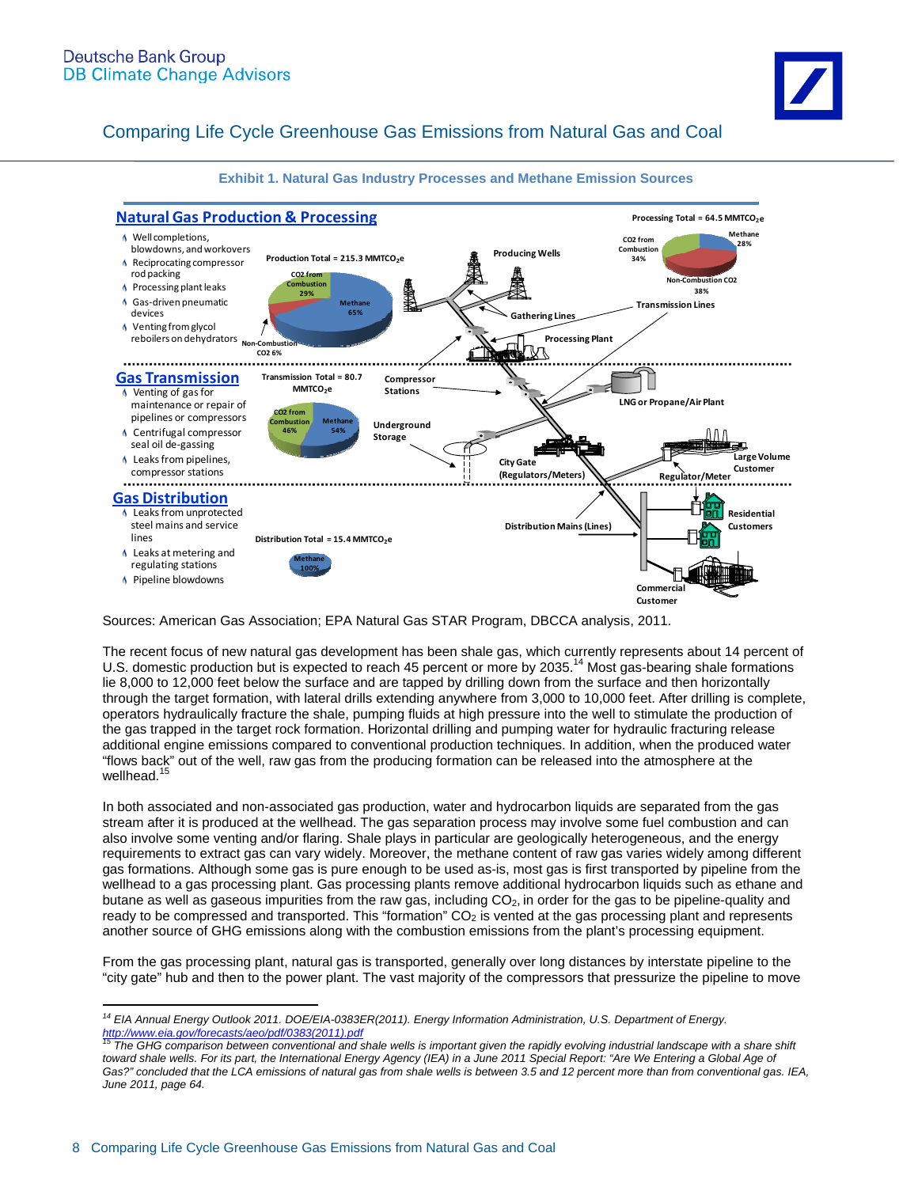Exhibit 1. Natural Gas Industry Processes and Methane Emission Sources

## Natural Gas Production & Processing

- Well completions, blowdowns, and workovers
- Reciprocating compressor rod packing
- Processing plant leaks
- Gas-driven pneumatic devices
- Venting from glycol reboilers on dehydrators

Production Total = 215.3 $MMTCO_2e$ — CO2 from Combustion 29%; Methane 65%; Non-Combustion CO2 6%

Processing Total = 64.5 $MMTCO_2e$ — CO2 from Combustion 34%; Methane 28%; Non-Combustion CO2 38%

Producing Wells; Gathering Lines; Transmission Lines; Processing Plant

## Gas Transmission

- Venting of gas for maintenance or repair of pipelines or compressors
- Centrifugal compressor seal oil de-gassing
- Leaks from pipelines, compressor stations

Transmission Total = 80.7 $MMTCO_2e$ — CO2 from Combustion 46%; Methane 54%

Compressor Stations; LNG or Propane/Air Plant; Underground Storage; City Gate (Regulators/Meters); Large Volume Customer; Regulator/Meter

## Gas Distribution

- Leaks from unprotected steel mains and service lines
- Leaks at metering and regulating stations
- Pipeline blowdowns

Distribution Total = 15.4 $MMTCO_2e$ — Methane 100%

Distribution Mains (Lines); Residential Customers; Commercial Customer

Sources: American Gas Association; EPA Natural Gas STAR Program, DBCCA analysis, 2011.

The recent focus of new natural gas development has been shale gas, which currently represents about 14 percent of U.S. domestic production but is expected to reach 45 percent or more by 2035.[14] Most gas-bearing shale formations lie 8,000 to 12,000 feet below the surface and are tapped by drilling down from the surface and then horizontally through the target formation, with lateral drills extending anywhere from 3,000 to 10,000 feet. After drilling is complete, operators hydraulically fracture the shale, pumping fluids at high pressure into the well to stimulate the production of the gas trapped in the target rock formation. Horizontal drilling and pumping water for hydraulic fracturing release additional engine emissions compared to conventional production techniques. In addition, when the produced water "flows back" out of the well, raw gas from the producing formation can be released into the atmosphere at the wellhead.[15]

In both associated and non-associated gas production, water and hydrocarbon liquids are separated from the gas stream after it is produced at the wellhead. The gas separation process may involve some fuel combustion and can also involve some venting and/or flaring. Shale plays in particular are geologically heterogeneous, and the energy requirements to extract gas can vary widely. Moreover, the methane content of raw gas varies widely among different gas formations. Although some gas is pure enough to be used as-is, most gas is first transported by pipeline from the wellhead to a gas processing plant. Gas processing plants remove additional hydrocarbon liquids such as ethane and butane as well as gaseous impurities from the raw gas, including $CO_2$, in order for the gas to be pipeline-quality and ready to be compressed and transported. This "formation" $CO_2$ is vented at the gas processing plant and represents another source of GHG emissions along with the combustion emissions from the plant's processing equipment.

From the gas processing plant, natural gas is transported, generally over long distances by interstate pipeline to the "city gate" hub and then to the power plant. The vast majority of the compressors that pressurize the pipeline to move

---

[14] *EIA Annual Energy Outlook 2011. DOE/EIA-0383ER(2011). Energy Information Administration, U.S. Department of Energy.* *http://www.eia.gov/forecasts/aeo/pdf/0383(2011).pdf*

[15] *The GHG comparison between conventional and shale wells is important given the rapidly evolving industrial landscape with a share shift toward shale wells. For its part, the International Energy Agency (IEA) in a June 2011 Special Report: "Are We Entering a Global Age of Gas?" concluded that the LCA emissions of natural gas from shale wells is between 3.5 and 12 percent more than from conventional gas. IEA, June 2011, page 64.*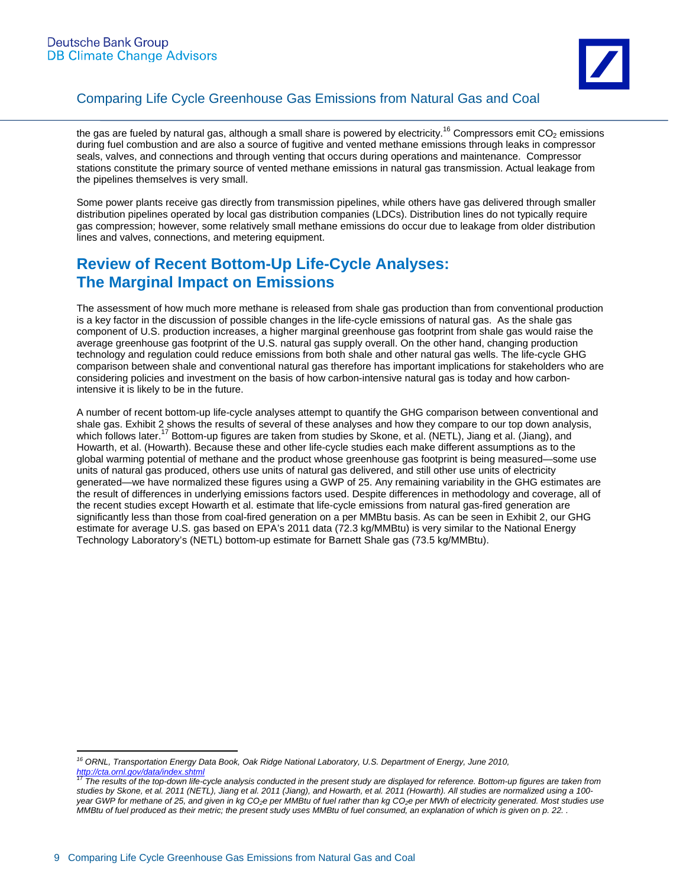the gas are fueled by natural gas, although a small share is powered by electricity.[16] Compressors emit $CO_2$ emissions during fuel combustion and are also a source of fugitive and vented methane emissions through leaks in compressor seals, valves, and connections and through venting that occurs during operations and maintenance. Compressor stations constitute the primary source of vented methane emissions in natural gas transmission. Actual leakage from the pipelines themselves is very small.

Some power plants receive gas directly from transmission pipelines, while others have gas delivered through smaller distribution pipelines operated by local gas distribution companies (LDCs). Distribution lines do not typically require gas compression; however, some relatively small methane emissions do occur due to leakage from older distribution lines and valves, connections, and metering equipment.

## Review of Recent Bottom-Up Life-Cycle Analyses: The Marginal Impact on Emissions

The assessment of how much more methane is released from shale gas production than from conventional production is a key factor in the discussion of possible changes in the life-cycle emissions of natural gas. As the shale gas component of U.S. production increases, a higher marginal greenhouse gas footprint from shale gas would raise the average greenhouse gas footprint of the U.S. natural gas supply overall. On the other hand, changing production technology and regulation could reduce emissions from both shale and other natural gas wells. The life-cycle GHG comparison between shale and conventional natural gas therefore has important implications for stakeholders who are considering policies and investment on the basis of how carbon-intensive natural gas is today and how carbon-intensive it is likely to be in the future.

A number of recent bottom-up life-cycle analyses attempt to quantify the GHG comparison between conventional and shale gas. Exhibit 2 shows the results of several of these analyses and how they compare to our top down analysis, which follows later.[17] Bottom-up figures are taken from studies by Skone, et al. (NETL), Jiang et al. (Jiang), and Howarth, et al. (Howarth). Because these and other life-cycle studies each make different assumptions as to the global warming potential of methane and the product whose greenhouse gas footprint is being measured—some use units of natural gas produced, others use units of natural gas delivered, and still other use units of electricity generated—we have normalized these figures using a GWP of 25. Any remaining variability in the GHG estimates are the result of differences in underlying emissions factors used. Despite differences in methodology and coverage, all of the recent studies except Howarth et al. estimate that life-cycle emissions from natural gas-fired generation are significantly less than those from coal-fired generation on a per MMBtu basis. As can be seen in Exhibit 2, our GHG estimate for average U.S. gas based on EPA's 2011 data (72.3 kg/MMBtu) is very similar to the National Energy Technology Laboratory's (NETL) bottom-up estimate for Barnett Shale gas (73.5 kg/MMBtu).

---

[16] *ORNL, Transportation Energy Data Book, Oak Ridge National Laboratory, U.S. Department of Energy, June 2010, http://cta.ornl.gov/data/index.shtml*

[17] *The results of the top-down life-cycle analysis conducted in the present study are displayed for reference. Bottom-up figures are taken from studies by Skone, et al. 2011 (NETL), Jiang et al. 2011 (Jiang), and Howarth, et al. 2011 (Howarth). All studies are normalized using a 100-year GWP for methane of 25, and given in kg $CO_2e$ per MMBtu of fuel rather than kg $CO_2e$ per MWh of electricity generated. Most studies use MMBtu of fuel produced as their metric; the present study uses MMBtu of fuel consumed, an explanation of which is given on p. 22. .*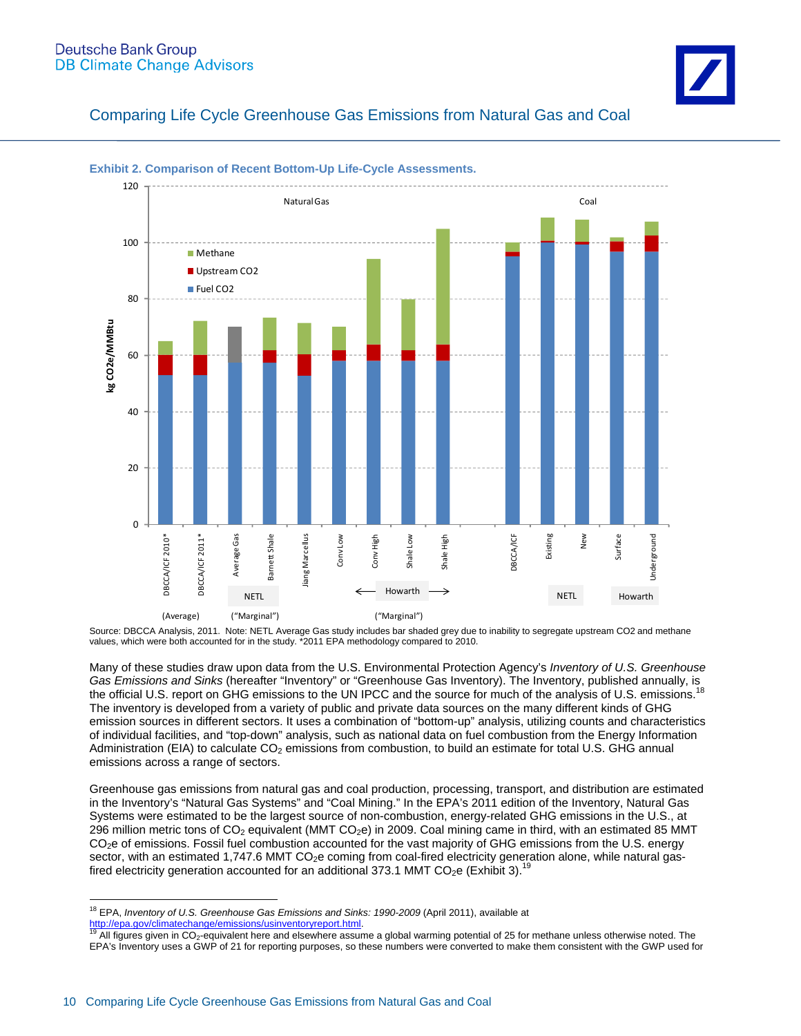**Exhibit 2. Comparison of Recent Bottom-Up Life-Cycle Assessments.**

Source: DBCCA Analysis, 2011. Note: NETL Average Gas study includes bar shaded grey due to inability to segregate upstream CO2 and methane values, which were both accounted for in the study. *2011 EPA methodology compared to 2010.

Many of these studies draw upon data from the U.S. Environmental Protection Agency's *Inventory of U.S. Greenhouse Gas Emissions and Sinks* (hereafter "Inventory" or "Greenhouse Gas Inventory"). The Inventory, published annually, is the official U.S. report on GHG emissions to the UN IPCC and the source for much of the analysis of U.S. emissions.[18] The inventory is developed from a variety of public and private data sources on the many different kinds of GHG emission sources in different sectors. It uses a combination of "bottom-up" analysis, utilizing counts and characteristics of individual facilities, and "top-down" analysis, such as national data on fuel combustion from the Energy Information Administration (EIA) to calculate $CO_2$ emissions from combustion, to build an estimate for total U.S. GHG annual emissions across a range of sectors.

Greenhouse gas emissions from natural gas and coal production, processing, transport, and distribution are estimated in the Inventory's "Natural Gas Systems" and "Coal Mining." In the EPA's 2011 edition of the Inventory, Natural Gas Systems were estimated to be the largest source of non-combustion, energy-related GHG emissions in the U.S., at 296 million metric tons of $CO_2$ equivalent (MMT $CO_2$e) in 2009. Coal mining came in third, with an estimated 85 MMT $CO_2$e of emissions. Fossil fuel combustion accounted for the vast majority of GHG emissions from the U.S. energy sector, with an estimated 1,747.6 MMT $CO_2$e coming from coal-fired electricity generation alone, while natural gas-fired electricity generation accounted for an additional 373.1 MMT $CO_2$e (Exhibit 3).[19]

---

[18] EPA, *Inventory of U.S. Greenhouse Gas Emissions and Sinks: 1990-2009* (April 2011), available at http://epa.gov/climatechange/emissions/usinventoryreport.html.

[19] All figures given in $CO_2$-equivalent here and elsewhere assume a global warming potential of 25 for methane unless otherwise noted. The EPA's Inventory uses a GWP of 21 for reporting purposes, so these numbers were converted to make them consistent with the GWP used for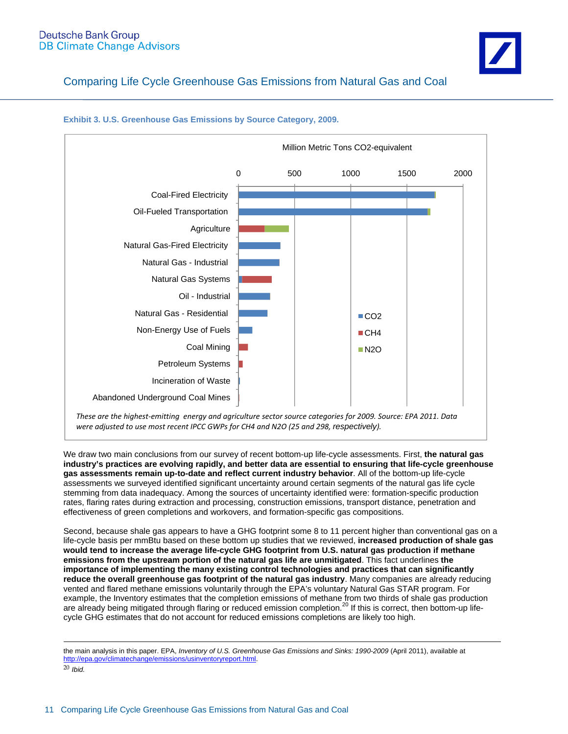**Exhibit 3. U.S. Greenhouse Gas Emissions by Source Category, 2009.**

Million Metric Tons CO2-equivalent

| Source Category |
|---|
| Coal-Fired Electricity |
| Oil-Fueled Transportation |
| Agriculture |
| Natural Gas-Fired Electricity |
| Natural Gas - Industrial |
| Natural Gas Systems |
| Oil - Industrial |
| Natural Gas - Residential |
| Non-Energy Use of Fuels |
| Coal Mining |
| Petroleum Systems |
| Incineration of Waste |
| Abandoned Underground Coal Mines |

Legend: CO2, CH4, N2O

*These are the highest-emitting energy and agriculture sector source categories for 2009. Source: EPA 2011. Data were adjusted to use most recent IPCC GWPs for CH4 and N2O (25 and 298, respectively).*

We draw two main conclusions from our survey of recent bottom-up life-cycle assessments. First, **the natural gas industry's practices are evolving rapidly, and better data are essential to ensuring that life-cycle greenhouse gas assessments remain up-to-date and reflect current industry behavior**. All of the bottom-up life-cycle assessments we surveyed identified significant uncertainty around certain segments of the natural gas life cycle stemming from data inadequacy. Among the sources of uncertainty identified were: formation-specific production rates, flaring rates during extraction and processing, construction emissions, transport distance, penetration and effectiveness of green completions and workovers, and formation-specific gas compositions.

Second, because shale gas appears to have a GHG footprint some 8 to 11 percent higher than conventional gas on a life-cycle basis per mmBtu based on these bottom up studies that we reviewed, **increased production of shale gas would tend to increase the average life-cycle GHG footprint from U.S. natural gas production if methane emissions from the upstream portion of the natural gas life are unmitigated**. This fact underlines **the importance of implementing the many existing control technologies and practices that can significantly reduce the overall greenhouse gas footprint of the natural gas industry**. Many companies are already reducing vented and flared methane emissions voluntarily through the EPA's voluntary Natural Gas STAR program. For example, the Inventory estimates that the completion emissions of methane from two thirds of shale gas production are already being mitigated through flaring or reduced emission completion.[20] If this is correct, then bottom-up life-cycle GHG estimates that do not account for reduced emissions completions are likely too high.

---

the main analysis in this paper. EPA, *Inventory of U.S. Greenhouse Gas Emissions and Sinks: 1990-2009* (April 2011), available at http://epa.gov/climatechange/emissions/usinventoryreport.html.

[20] *Ibid.*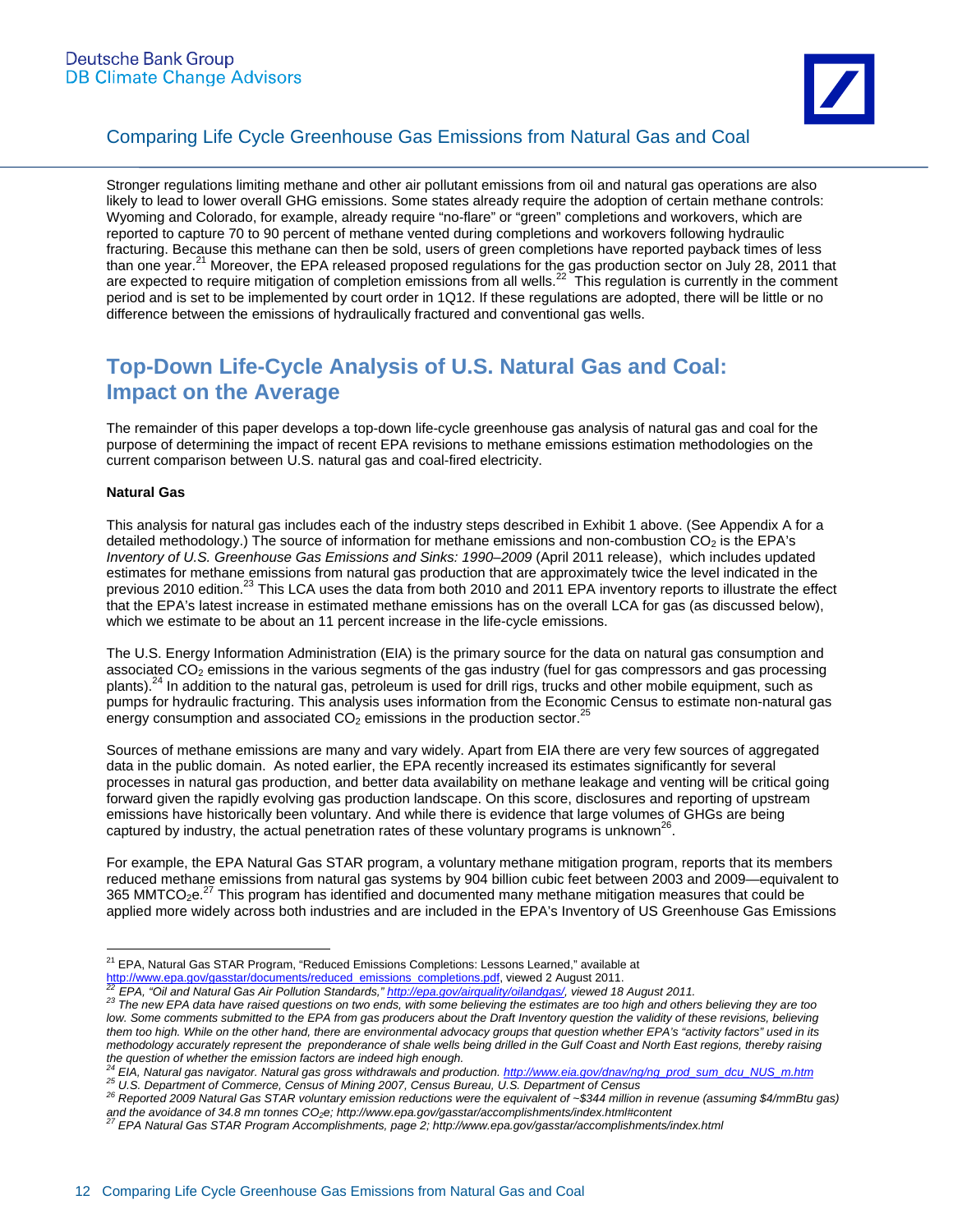Stronger regulations limiting methane and other air pollutant emissions from oil and natural gas operations are also likely to lead to lower overall GHG emissions. Some states already require the adoption of certain methane controls: Wyoming and Colorado, for example, already require "no-flare" or "green" completions and workovers, which are reported to capture 70 to 90 percent of methane vented during completions and workovers following hydraulic fracturing. Because this methane can then be sold, users of green completions have reported payback times of less than one year.[21] Moreover, the EPA released proposed regulations for the gas production sector on July 28, 2011 that are expected to require mitigation of completion emissions from all wells.[22] This regulation is currently in the comment period and is set to be implemented by court order in 1Q12. If these regulations are adopted, there will be little or no difference between the emissions of hydraulically fractured and conventional gas wells.

## Top-Down Life-Cycle Analysis of U.S. Natural Gas and Coal: Impact on the Average

The remainder of this paper develops a top-down life-cycle greenhouse gas analysis of natural gas and coal for the purpose of determining the impact of recent EPA revisions to methane emissions estimation methodologies on the current comparison between U.S. natural gas and coal-fired electricity.

**Natural Gas**

This analysis for natural gas includes each of the industry steps described in Exhibit 1 above. (See Appendix A for a detailed methodology.) The source of information for methane emissions and non-combustion $CO_2$ is the EPA's *Inventory of U.S. Greenhouse Gas Emissions and Sinks: 1990–2009* (April 2011 release), which includes updated estimates for methane emissions from natural gas production that are approximately twice the level indicated in the previous 2010 edition.[23] This LCA uses the data from both 2010 and 2011 EPA inventory reports to illustrate the effect that the EPA's latest increase in estimated methane emissions has on the overall LCA for gas (as discussed below), which we estimate to be about an 11 percent increase in the life-cycle emissions.

The U.S. Energy Information Administration (EIA) is the primary source for the data on natural gas consumption and associated $CO_2$ emissions in the various segments of the gas industry (fuel for gas compressors and gas processing plants).[24] In addition to the natural gas, petroleum is used for drill rigs, trucks and other mobile equipment, such as pumps for hydraulic fracturing. This analysis uses information from the Economic Census to estimate non-natural gas energy consumption and associated $CO_2$ emissions in the production sector.[25]

Sources of methane emissions are many and vary widely. Apart from EIA there are very few sources of aggregated data in the public domain. As noted earlier, the EPA recently increased its estimates significantly for several processes in natural gas production, and better data availability on methane leakage and venting will be critical going forward given the rapidly evolving gas production landscape. On this score, disclosures and reporting of upstream emissions have historically been voluntary. And while there is evidence that large volumes of GHGs are being captured by industry, the actual penetration rates of these voluntary programs is unknown[26].

For example, the EPA Natural Gas STAR program, a voluntary methane mitigation program, reports that its members reduced methane emissions from natural gas systems by 904 billion cubic feet between 2003 and 2009—equivalent to 365 $MMTCO_2e$.[27] This program has identified and documented many methane mitigation measures that could be applied more widely across both industries and are included in the EPA's Inventory of US Greenhouse Gas Emissions

---

[21] EPA, Natural Gas STAR Program, "Reduced Emissions Completions: Lessons Learned," available at http://www.epa.gov/gasstar/documents/reduced_emissions_completions.pdf, viewed 2 August 2011.

[22] *EPA, "Oil and Natural Gas Air Pollution Standards," http://epa.gov/airquality/oilandgas/, viewed 18 August 2011.*

[23] *The new EPA data have raised questions on two ends, with some believing the estimates are too high and others believing they are too low. Some comments submitted to the EPA from gas producers about the Draft Inventory question the validity of these revisions, believing them too high. While on the other hand, there are environmental advocacy groups that question whether EPA's "activity factors" used in its methodology accurately represent the preponderance of shale wells being drilled in the Gulf Coast and North East regions, thereby raising the question of whether the emission factors are indeed high enough.*

[24] *EIA, Natural gas navigator. Natural gas gross withdrawals and production. http://www.eia.gov/dnav/ng/ng_prod_sum_dcu_NUS_m.htm*

[25] *U.S. Department of Commerce, Census of Mining 2007, Census Bureau, U.S. Department of Census*

[26] *Reported 2009 Natural Gas STAR voluntary emission reductions were the equivalent of ~$344 million in revenue (assuming $4/mmBtu gas) and the avoidance of 34.8 mn tonnes $CO_2e$; http://www.epa.gov/gasstar/accomplishments/index.html#content*

[27] *EPA Natural Gas STAR Program Accomplishments, page 2; http://www.epa.gov/gasstar/accomplishments/index.html*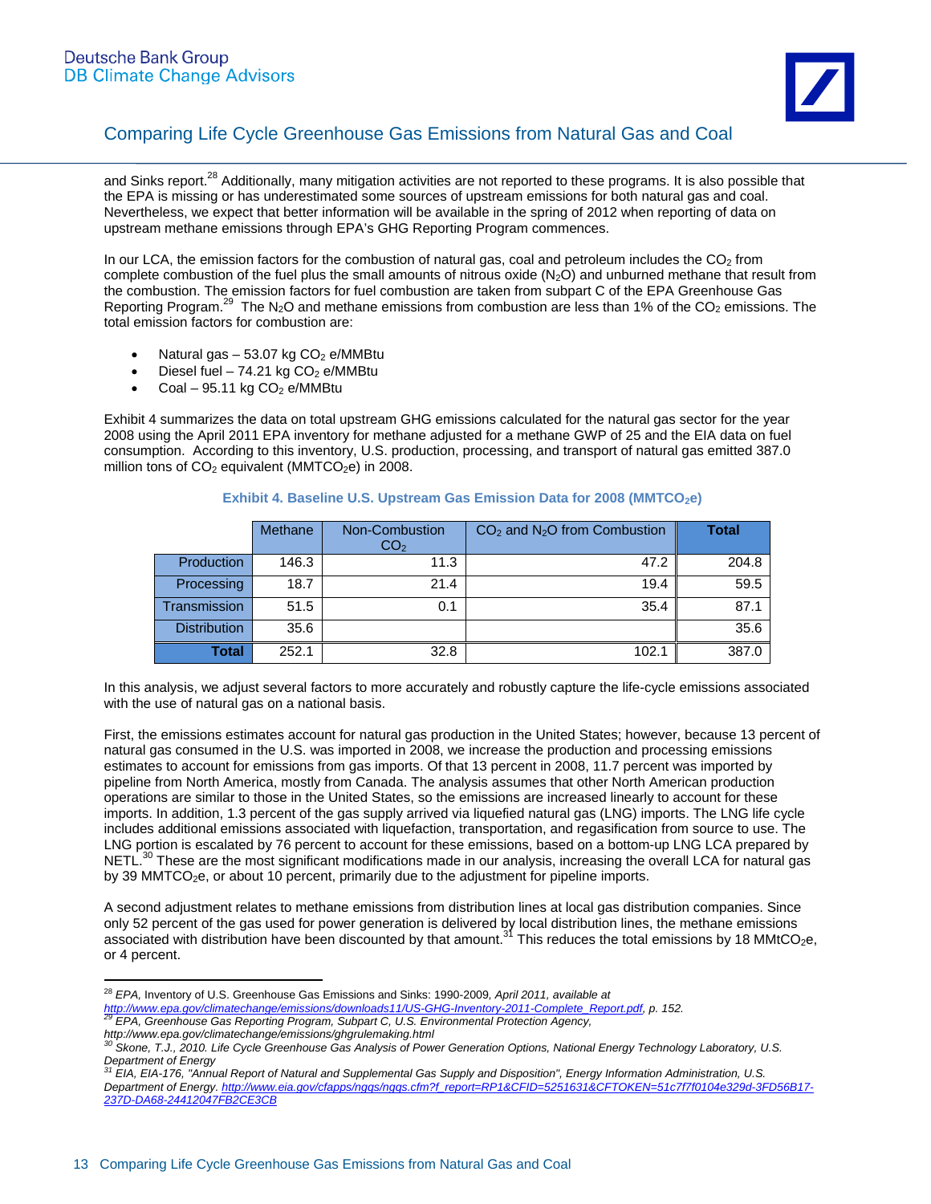and Sinks report.[28] Additionally, many mitigation activities are not reported to these programs. It is also possible that the EPA is missing or has underestimated some sources of upstream emissions for both natural gas and coal. Nevertheless, we expect that better information will be available in the spring of 2012 when reporting of data on upstream methane emissions through EPA's GHG Reporting Program commences.

In our LCA, the emission factors for the combustion of natural gas, coal and petroleum includes the $CO_2$ from complete combustion of the fuel plus the small amounts of nitrous oxide ($N_2O$) and unburned methane that result from the combustion. The emission factors for fuel combustion are taken from subpart C of the EPA Greenhouse Gas Reporting Program.[29] The $N_2O$ and methane emissions from combustion are less than 1% of the $CO_2$ emissions. The total emission factors for combustion are:

- Natural gas – 53.07 kg $CO_2$ e/MMBtu
- Diesel fuel – 74.21 kg $CO_2$ e/MMBtu
- Coal – 95.11 kg $CO_2$ e/MMBtu

Exhibit 4 summarizes the data on total upstream GHG emissions calculated for the natural gas sector for the year 2008 using the April 2011 EPA inventory for methane adjusted for a methane GWP of 25 and the EIA data on fuel consumption. According to this inventory, U.S. production, processing, and transport of natural gas emitted 387.0 million tons of $CO_2$ equivalent (MMTCO$_2$e) in 2008.

**Exhibit 4. Baseline U.S. Upstream Gas Emission Data for 2008 (MMTCO$_2$e)**

| | Methane | Non-Combustion $CO_2$ | $CO_2$ and $N_2O$ from Combustion | **Total** |
|---|---|---|---|---|
| Production | 146.3 | 11.3 | 47.2 | 204.8 |
| Processing | 18.7 | 21.4 | 19.4 | 59.5 |
| Transmission | 51.5 | 0.1 | 35.4 | 87.1 |
| Distribution | 35.6 | | | 35.6 |
| **Total** | 252.1 | 32.8 | 102.1 | 387.0 |

In this analysis, we adjust several factors to more accurately and robustly capture the life-cycle emissions associated with the use of natural gas on a national basis.

First, the emissions estimates account for natural gas production in the United States; however, because 13 percent of natural gas consumed in the U.S. was imported in 2008, we increase the production and processing emissions estimates to account for emissions from gas imports. Of that 13 percent in 2008, 11.7 percent was imported by pipeline from North America, mostly from Canada. The analysis assumes that other North American production operations are similar to those in the United States, so the emissions are increased linearly to account for these imports. In addition, 1.3 percent of the gas supply arrived via liquefied natural gas (LNG) imports. The LNG life cycle includes additional emissions associated with liquefaction, transportation, and regasification from source to use. The LNG portion is escalated by 76 percent to account for these emissions, based on a bottom-up LNG LCA prepared by NETL.[30] These are the most significant modifications made in our analysis, increasing the overall LCA for natural gas by 39 MMTCO$_2$e, or about 10 percent, primarily due to the adjustment for pipeline imports.

A second adjustment relates to methane emissions from distribution lines at local gas distribution companies. Since only 52 percent of the gas used for power generation is delivered by local distribution lines, the methane emissions associated with distribution have been discounted by that amount.[31] This reduces the total emissions by 18 MMtCO$_2$e, or 4 percent.

---

[28] *EPA,* Inventory of U.S. Greenhouse Gas Emissions and Sinks: 1990-2009*, April 2011, available at http://www.epa.gov/climatechange/emissions/downloads11/US-GHG-Inventory-2011-Complete_Report.pdf, p. 152.*

[29] *EPA, Greenhouse Gas Reporting Program, Subpart C, U.S. Environmental Protection Agency, http://www.epa.gov/climatechange/emissions/ghgrulemaking.html*

[30] *Skone, T.J., 2010. Life Cycle Greenhouse Gas Analysis of Power Generation Options, National Energy Technology Laboratory, U.S. Department of Energy*

[31] *EIA, EIA-176, "Annual Report of Natural and Supplemental Gas Supply and Disposition", Energy Information Administration, U.S. Department of Energy. http://www.eia.gov/cfapps/ngqs/ngqs.cfm?f_report=RP1&CFID=5251631&CFTOKEN=51c7f7f0104e329d-3FD56B17-237D-DA68-24412047FB2CE3CB*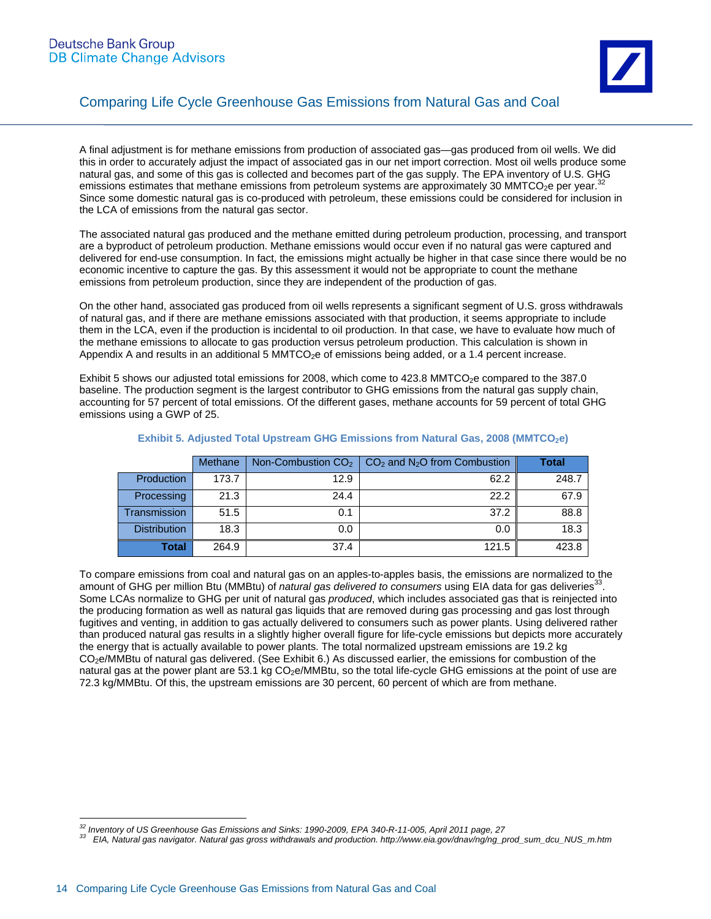A final adjustment is for methane emissions from production of associated gas—gas produced from oil wells. We did this in order to accurately adjust the impact of associated gas in our net import correction. Most oil wells produce some natural gas, and some of this gas is collected and becomes part of the gas supply. The EPA inventory of U.S. GHG emissions estimates that methane emissions from petroleum systems are approximately 30 $MMTCO_2e$ per year.[32] Since some domestic natural gas is co-produced with petroleum, these emissions could be considered for inclusion in the LCA of emissions from the natural gas sector.

The associated natural gas produced and the methane emitted during petroleum production, processing, and transport are a byproduct of petroleum production. Methane emissions would occur even if no natural gas were captured and delivered for end-use consumption. In fact, the emissions might actually be higher in that case since there would be no economic incentive to capture the gas. By this assessment it would not be appropriate to count the methane emissions from petroleum production, since they are independent of the production of gas.

On the other hand, associated gas produced from oil wells represents a significant segment of U.S. gross withdrawals of natural gas, and if there are methane emissions associated with that production, it seems appropriate to include them in the LCA, even if the production is incidental to oil production. In that case, we have to evaluate how much of the methane emissions to allocate to gas production versus petroleum production. This calculation is shown in Appendix A and results in an additional 5 $MMTCO_2e$ of emissions being added, or a 1.4 percent increase.

Exhibit 5 shows our adjusted total emissions for 2008, which come to 423.8 $MMTCO_2e$ compared to the 387.0 baseline. The production segment is the largest contributor to GHG emissions from the natural gas supply chain, accounting for 57 percent of total emissions. Of the different gases, methane accounts for 59 percent of total GHG emissions using a GWP of 25.

**Exhibit 5. Adjusted Total Upstream GHG Emissions from Natural Gas, 2008 ($MMTCO_2e$)**

| | Methane | Non-Combustion $CO_2$ | $CO_2$ and $N_2O$ from Combustion | **Total** |
|---|---|---|---|---|
| Production | 173.7 | 12.9 | 62.2 | 248.7 |
| Processing | 21.3 | 24.4 | 22.2 | 67.9 |
| Transmission | 51.5 | 0.1 | 37.2 | 88.8 |
| Distribution | 18.3 | 0.0 | 0.0 | 18.3 |
| **Total** | 264.9 | 37.4 | 121.5 | 423.8 |

To compare emissions from coal and natural gas on an apples-to-apples basis, the emissions are normalized to the amount of GHG per million Btu (MMBtu) of *natural gas delivered to consumers* using EIA data for gas deliveries[33]. Some LCAs normalize to GHG per unit of natural gas *produced*, which includes associated gas that is reinjected into the producing formation as well as natural gas liquids that are removed during gas processing and gas lost through fugitives and venting, in addition to gas actually delivered to consumers such as power plants. Using delivered rather than produced natural gas results in a slightly higher overall figure for life-cycle emissions but depicts more accurately the energy that is actually available to power plants. The total normalized upstream emissions are 19.2 kg $CO_2e$/MMBtu of natural gas delivered. (See Exhibit 6.) As discussed earlier, the emissions for combustion of the natural gas at the power plant are 53.1 kg $CO_2e$/MMBtu, so the total life-cycle GHG emissions at the point of use are 72.3 kg/MMBtu. Of this, the upstream emissions are 30 percent, 60 percent of which are from methane.

---

[32] *Inventory of US Greenhouse Gas Emissions and Sinks: 1990-2009, EPA 340-R-11-005, April 2011 page, 27*

[33] *EIA, Natural gas navigator. Natural gas gross withdrawals and production. http://www.eia.gov/dnav/ng/ng_prod_sum_dcu_NUS_m.htm*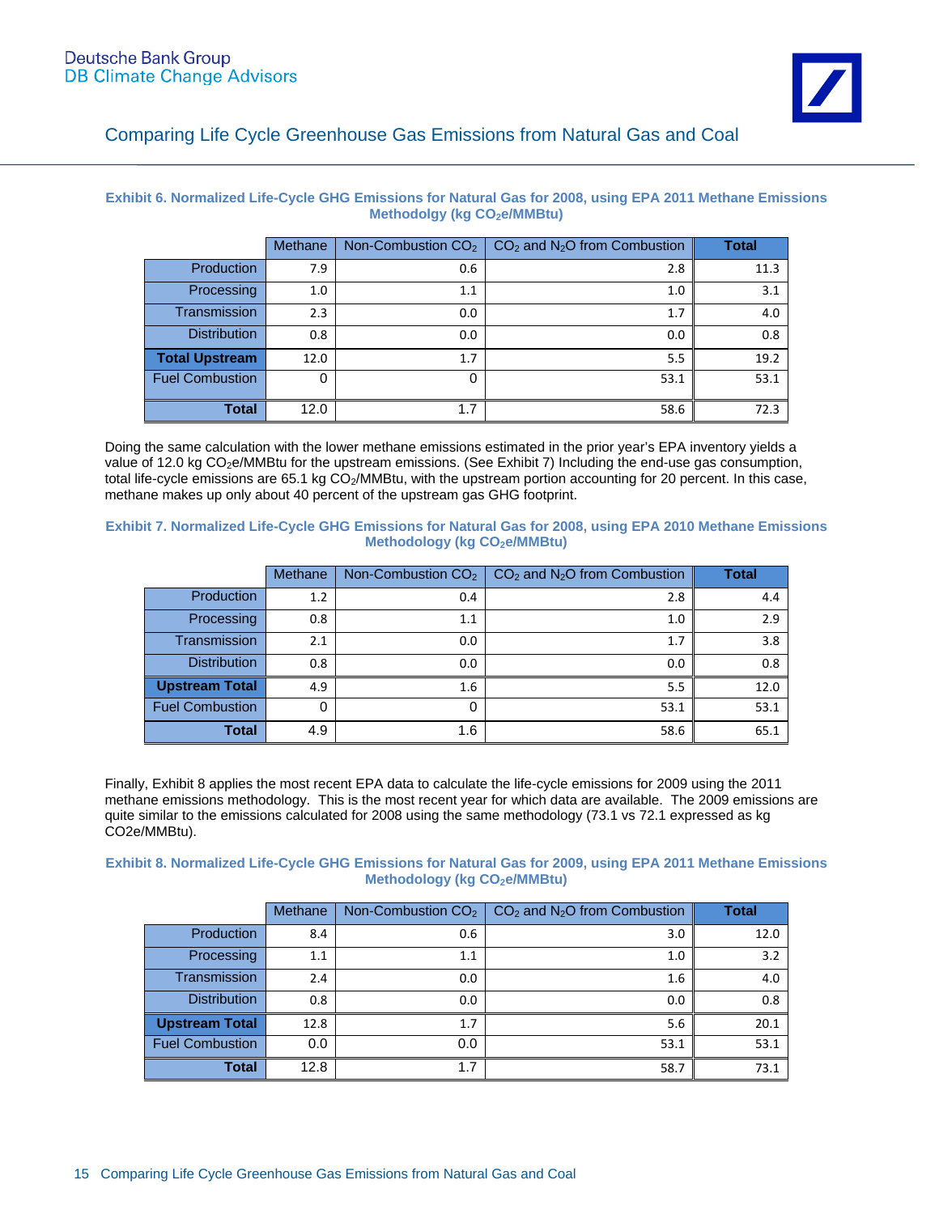**Exhibit 6. Normalized Life-Cycle GHG Emissions for Natural Gas for 2008, using EPA 2011 Methane Emissions Methodolgy (kg $CO_2e$/MMBtu)**

| | Methane | Non-Combustion $CO_2$ | $CO_2$ and $N_2O$ from Combustion | **Total** |
|---|---|---|---|---|
| Production | 7.9 | 0.6 | 2.8 | 11.3 |
| Processing | 1.0 | 1.1 | 1.0 | 3.1 |
| Transmission | 2.3 | 0.0 | 1.7 | 4.0 |
| Distribution | 0.8 | 0.0 | 0.0 | 0.8 |
| **Total Upstream** | 12.0 | 1.7 | 5.5 | 19.2 |
| Fuel Combustion | 0 | 0 | 53.1 | 53.1 |
| **Total** | 12.0 | 1.7 | 58.6 | 72.3 |

Doing the same calculation with the lower methane emissions estimated in the prior year's EPA inventory yields a value of 12.0 kg $CO_2e$/MMBtu for the upstream emissions. (See Exhibit 7) Including the end-use gas consumption, total life-cycle emissions are 65.1 kg $CO_2$/MMBtu, with the upstream portion accounting for 20 percent. In this case, methane makes up only about 40 percent of the upstream gas GHG footprint.

**Exhibit 7. Normalized Life-Cycle GHG Emissions for Natural Gas for 2008, using EPA 2010 Methane Emissions Methodology (kg $CO_2e$/MMBtu)**

| | Methane | Non-Combustion $CO_2$ | $CO_2$ and $N_2O$ from Combustion | **Total** |
|---|---|---|---|---|
| Production | 1.2 | 0.4 | 2.8 | 4.4 |
| Processing | 0.8 | 1.1 | 1.0 | 2.9 |
| Transmission | 2.1 | 0.0 | 1.7 | 3.8 |
| Distribution | 0.8 | 0.0 | 0.0 | 0.8 |
| **Upstream Total** | 4.9 | 1.6 | 5.5 | 12.0 |
| Fuel Combustion | 0 | 0 | 53.1 | 53.1 |
| **Total** | 4.9 | 1.6 | 58.6 | 65.1 |

Finally, Exhibit 8 applies the most recent EPA data to calculate the life-cycle emissions for 2009 using the 2011 methane emissions methodology. This is the most recent year for which data are available. The 2009 emissions are quite similar to the emissions calculated for 2008 using the same methodology (73.1 vs 72.1 expressed as kg CO2e/MMBtu).

**Exhibit 8. Normalized Life-Cycle GHG Emissions for Natural Gas for 2009, using EPA 2011 Methane Emissions Methodology (kg $CO_2e$/MMBtu)**

| | Methane | Non-Combustion $CO_2$ | $CO_2$ and $N_2O$ from Combustion | **Total** |
|---|---|---|---|---|
| Production | 8.4 | 0.6 | 3.0 | 12.0 |
| Processing | 1.1 | 1.1 | 1.0 | 3.2 |
| Transmission | 2.4 | 0.0 | 1.6 | 4.0 |
| Distribution | 0.8 | 0.0 | 0.0 | 0.8 |
| **Upstream Total** | 12.8 | 1.7 | 5.6 | 20.1 |
| Fuel Combustion | 0.0 | 0.0 | 53.1 | 53.1 |
| **Total** | 12.8 | 1.7 | 58.7 | 73.1 |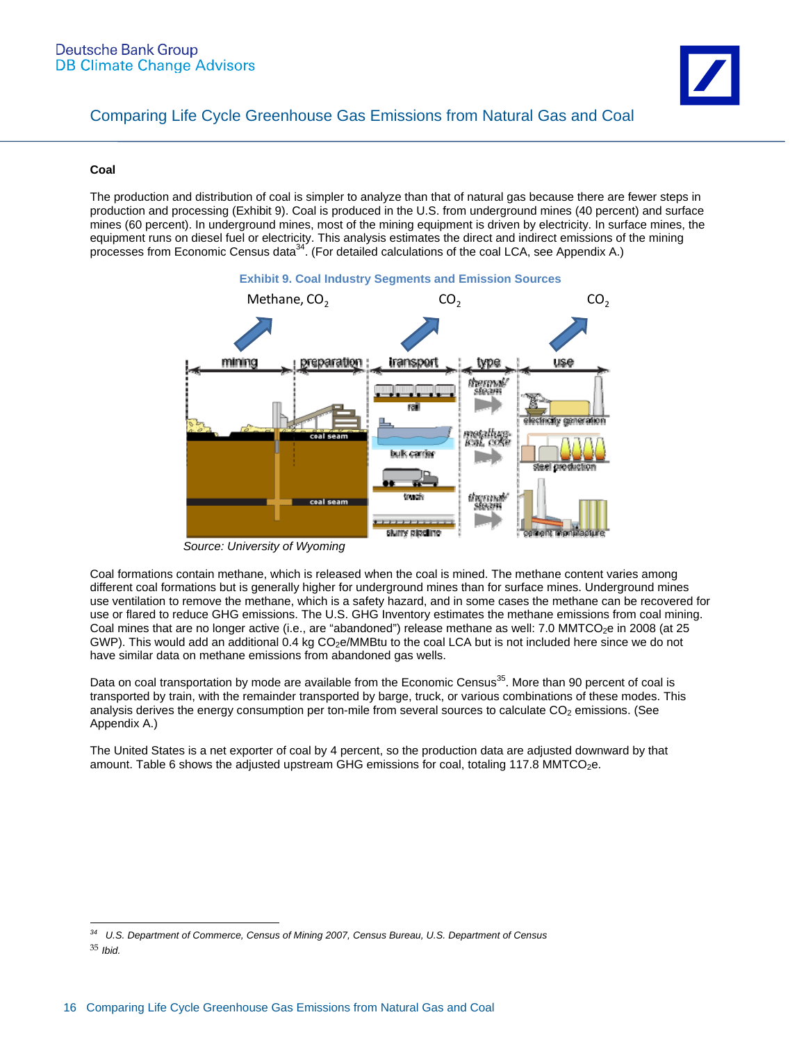### Coal

The production and distribution of coal is simpler to analyze than that of natural gas because there are fewer steps in production and processing (Exhibit 9). Coal is produced in the U.S. from underground mines (40 percent) and surface mines (60 percent). In underground mines, most of the mining equipment is driven by electricity. In surface mines, the equipment runs on diesel fuel or electricity. This analysis estimates the direct and indirect emissions of the mining processes from Economic Census data[34]. (For detailed calculations of the coal LCA, see Appendix A.)

**Exhibit 9. Coal Industry Segments and Emission Sources**

*Source: University of Wyoming*

Coal formations contain methane, which is released when the coal is mined. The methane content varies among different coal formations but is generally higher for underground mines than for surface mines. Underground mines use ventilation to remove the methane, which is a safety hazard, and in some cases the methane can be recovered for use or flared to reduce GHG emissions. The U.S. GHG Inventory estimates the methane emissions from coal mining. Coal mines that are no longer active (i.e., are "abandoned") release methane as well: 7.0 MMTCO$_2$e in 2008 (at 25 GWP). This would add an additional 0.4 kg CO$_2$e/MMBtu to the coal LCA but is not included here since we do not have similar data on methane emissions from abandoned gas wells.

Data on coal transportation by mode are available from the Economic Census[35]. More than 90 percent of coal is transported by train, with the remainder transported by barge, truck, or various combinations of these modes. This analysis derives the energy consumption per ton-mile from several sources to calculate $CO_2$ emissions. (See Appendix A.)

The United States is a net exporter of coal by 4 percent, so the production data are adjusted downward by that amount. Table 6 shows the adjusted upstream GHG emissions for coal, totaling 117.8 MMTCO$_2$e.

---

[34] *U.S. Department of Commerce, Census of Mining 2007, Census Bureau, U.S. Department of Census*

[35] *Ibid.*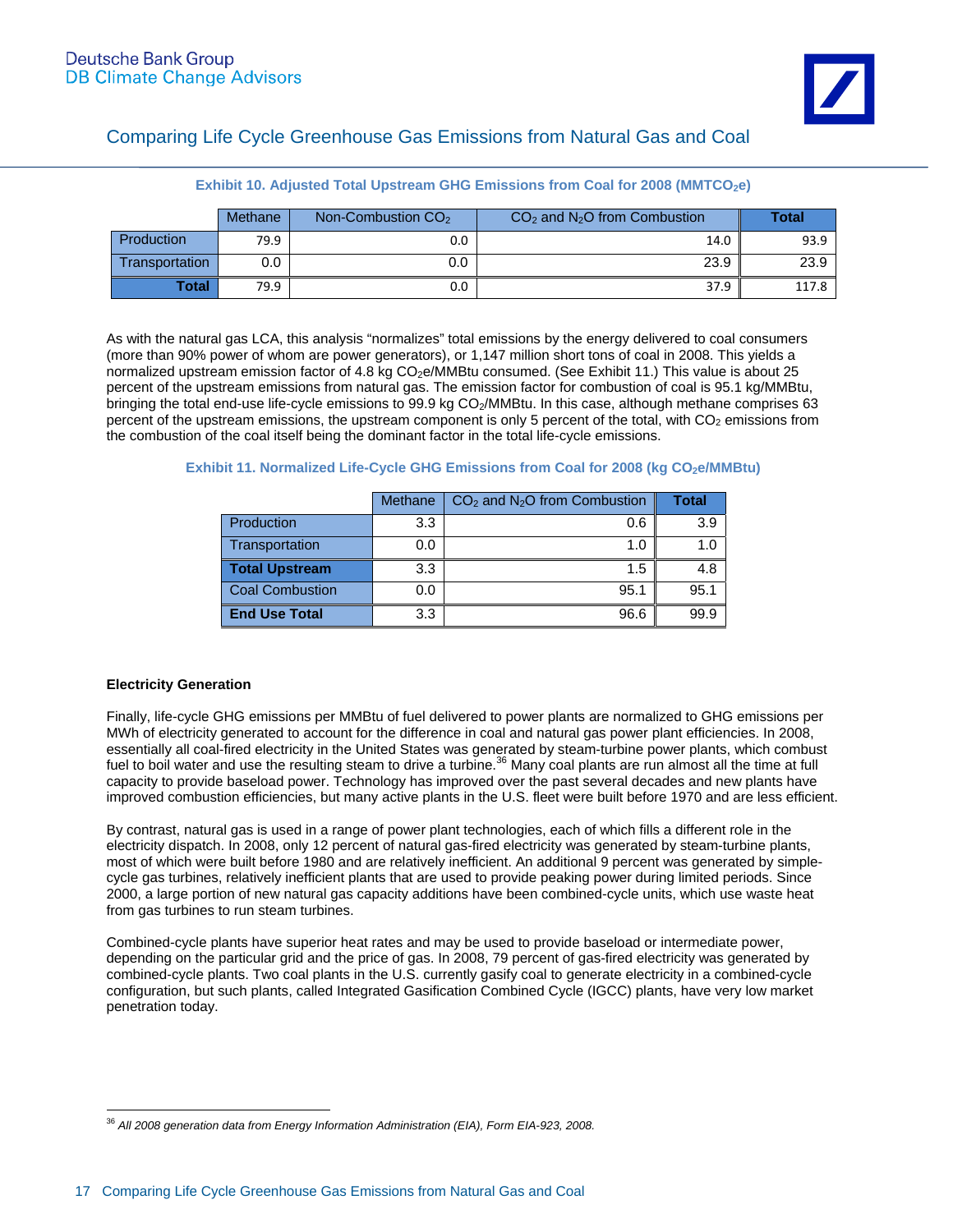**Exhibit 10. Adjusted Total Upstream GHG Emissions from Coal for 2008 ($MMTCO_2e$)**

| | Methane | Non-Combustion $CO_2$ | $CO_2$ and $N_2O$ from Combustion | Total |
|---|---|---|---|---|
| Production | 79.9 | 0.0 | 14.0 | 93.9 |
| Transportation | 0.0 | 0.0 | 23.9 | 23.9 |
| **Total** | 79.9 | 0.0 | 37.9 | 117.8 |

As with the natural gas LCA, this analysis "normalizes" total emissions by the energy delivered to coal consumers (more than 90% power of whom are power generators), or 1,147 million short tons of coal in 2008. This yields a normalized upstream emission factor of 4.8 kg $CO_2e$/MMBtu consumed. (See Exhibit 11.) This value is about 25 percent of the upstream emissions from natural gas. The emission factor for combustion of coal is 95.1 kg/MMBtu, bringing the total end-use life-cycle emissions to 99.9 kg $CO_2$/MMBtu. In this case, although methane comprises 63 percent of the upstream emissions, the upstream component is only 5 percent of the total, with $CO_2$ emissions from the combustion of the coal itself being the dominant factor in the total life-cycle emissions.

**Exhibit 11. Normalized Life-Cycle GHG Emissions from Coal for 2008 (kg $CO_2e$/MMBtu)**

| | Methane | $CO_2$ and $N_2O$ from Combustion | Total |
|---|---|---|---|
| Production | 3.3 | 0.6 | 3.9 |
| Transportation | 0.0 | 1.0 | 1.0 |
| **Total Upstream** | 3.3 | 1.5 | 4.8 |
| Coal Combustion | 0.0 | 95.1 | 95.1 |
| **End Use Total** | 3.3 | 96.6 | 99.9 |

**Electricity Generation**

Finally, life-cycle GHG emissions per MMBtu of fuel delivered to power plants are normalized to GHG emissions per MWh of electricity generated to account for the difference in coal and natural gas power plant efficiencies. In 2008, essentially all coal-fired electricity in the United States was generated by steam-turbine power plants, which combust fuel to boil water and use the resulting steam to drive a turbine.[36] Many coal plants are run almost all the time at full capacity to provide baseload power. Technology has improved over the past several decades and new plants have improved combustion efficiencies, but many active plants in the U.S. fleet were built before 1970 and are less efficient.

By contrast, natural gas is used in a range of power plant technologies, each of which fills a different role in the electricity dispatch. In 2008, only 12 percent of natural gas-fired electricity was generated by steam-turbine plants, most of which were built before 1980 and are relatively inefficient. An additional 9 percent was generated by simple-cycle gas turbines, relatively inefficient plants that are used to provide peaking power during limited periods. Since 2000, a large portion of new natural gas capacity additions have been combined-cycle units, which use waste heat from gas turbines to run steam turbines.

Combined-cycle plants have superior heat rates and may be used to provide baseload or intermediate power, depending on the particular grid and the price of gas. In 2008, 79 percent of gas-fired electricity was generated by combined-cycle plants. Two coal plants in the U.S. currently gasify coal to generate electricity in a combined-cycle configuration, but such plants, called Integrated Gasification Combined Cycle (IGCC) plants, have very low market penetration today.

---

[36] *All 2008 generation data from Energy Information Administration (EIA), Form EIA-923, 2008.*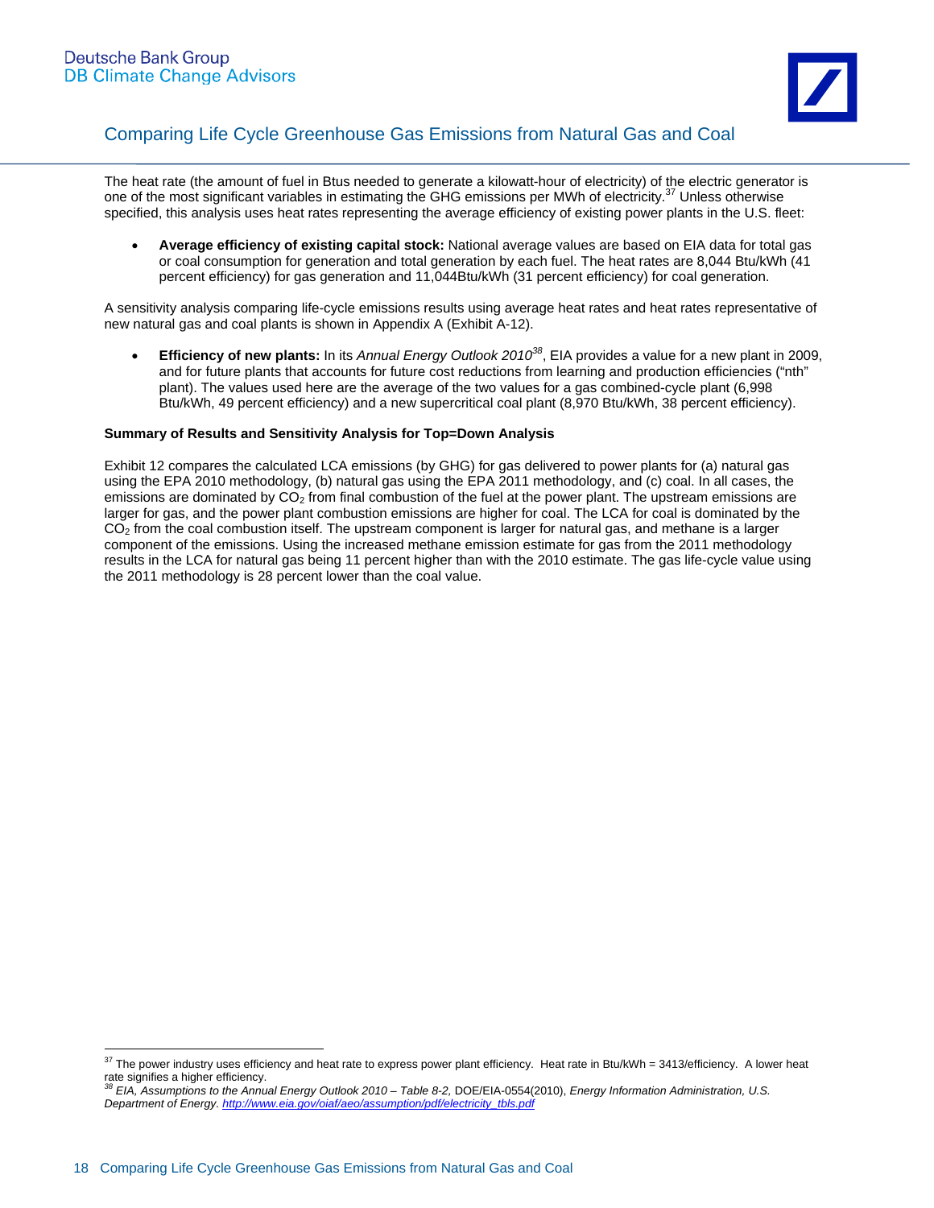The heat rate (the amount of fuel in Btus needed to generate a kilowatt-hour of electricity) of the electric generator is one of the most significant variables in estimating the GHG emissions per MWh of electricity.[37] Unless otherwise specified, this analysis uses heat rates representing the average efficiency of existing power plants in the U.S. fleet:

- **Average efficiency of existing capital stock:** National average values are based on EIA data for total gas or coal consumption for generation and total generation by each fuel. The heat rates are 8,044 Btu/kWh (41 percent efficiency) for gas generation and 11,044Btu/kWh (31 percent efficiency) for coal generation.

A sensitivity analysis comparing life-cycle emissions results using average heat rates and heat rates representative of new natural gas and coal plants is shown in Appendix A (Exhibit A-12).

- **Efficiency of new plants:** In its *Annual Energy Outlook 2010*[38], EIA provides a value for a new plant in 2009, and for future plants that accounts for future cost reductions from learning and production efficiencies ("nth" plant). The values used here are the average of the two values for a gas combined-cycle plant (6,998 Btu/kWh, 49 percent efficiency) and a new supercritical coal plant (8,970 Btu/kWh, 38 percent efficiency).

**Summary of Results and Sensitivity Analysis for Top=Down Analysis**

Exhibit 12 compares the calculated LCA emissions (by GHG) for gas delivered to power plants for (a) natural gas using the EPA 2010 methodology, (b) natural gas using the EPA 2011 methodology, and (c) coal. In all cases, the emissions are dominated by $CO_2$ from final combustion of the fuel at the power plant. The upstream emissions are larger for gas, and the power plant combustion emissions are higher for coal. The LCA for coal is dominated by the $CO_2$ from the coal combustion itself. The upstream component is larger for natural gas, and methane is a larger component of the emissions. Using the increased methane emission estimate for gas from the 2011 methodology results in the LCA for natural gas being 11 percent higher than with the 2010 estimate. The gas life-cycle value using the 2011 methodology is 28 percent lower than the coal value.

---

[37] The power industry uses efficiency and heat rate to express power plant efficiency. Heat rate in Btu/kWh = 3413/efficiency. A lower heat rate signifies a higher efficiency.

[38] *EIA, Assumptions to the Annual Energy Outlook 2010 – Table 8-2,* DOE/EIA-0554(2010), *Energy Information Administration, U.S. Department of Energy.* *http://www.eia.gov/oiaf/aeo/assumption/pdf/electricity_tbls.pdf*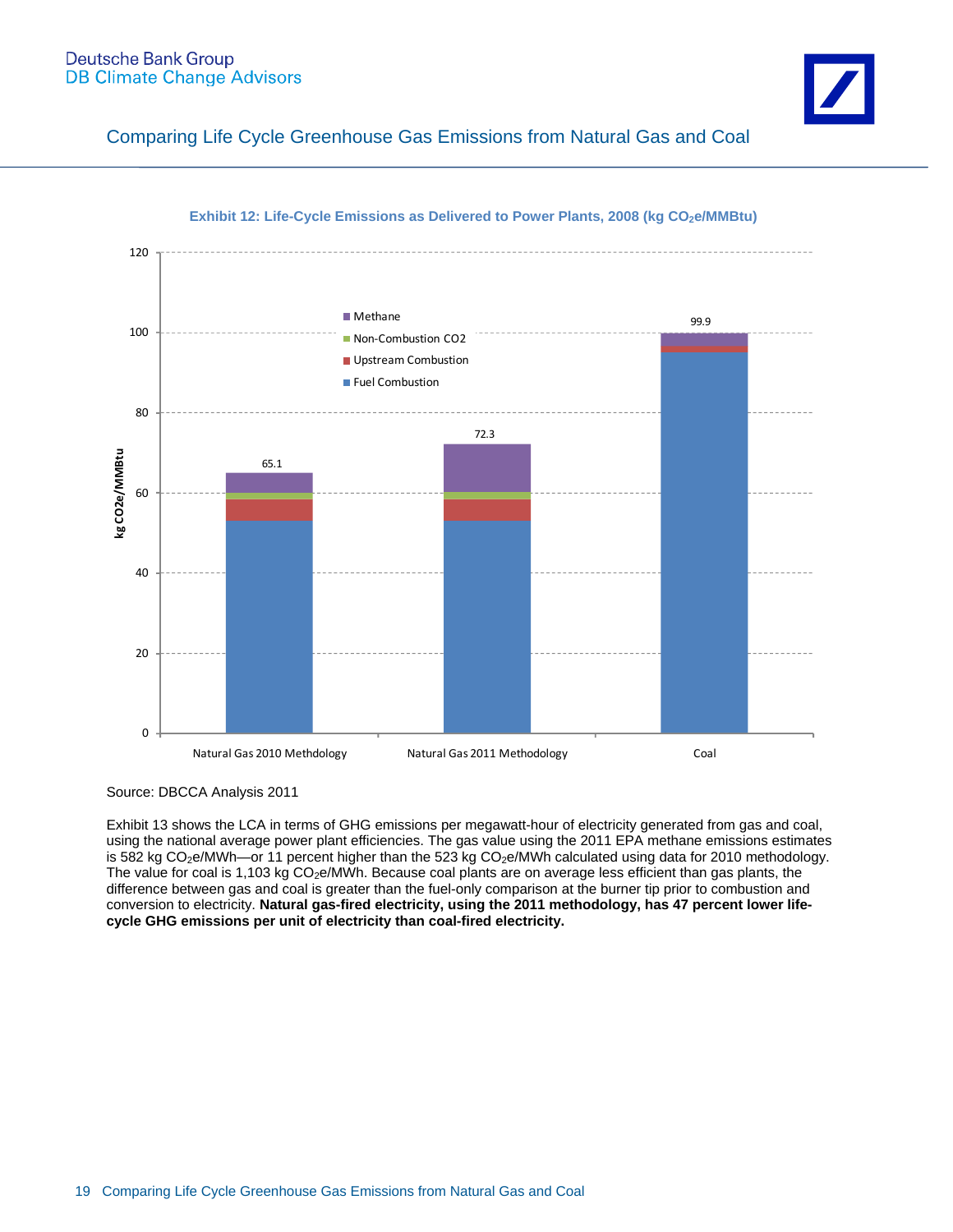**Exhibit 12: Life-Cycle Emissions as Delivered to Power Plants, 2008 (kg $CO_2e$/MMBtu)**

Source: DBCCA Analysis 2011

Exhibit 13 shows the LCA in terms of GHG emissions per megawatt-hour of electricity generated from gas and coal, using the national average power plant efficiencies. The gas value using the 2011 EPA methane emissions estimates is 582 kg $CO_2e$/MWh—or 11 percent higher than the 523 kg $CO_2e$/MWh calculated using data for 2010 methodology. The value for coal is 1,103 kg $CO_2e$/MWh. Because coal plants are on average less efficient than gas plants, the difference between gas and coal is greater than the fuel-only comparison at the burner tip prior to combustion and conversion to electricity. **Natural gas-fired electricity, using the 2011 methodology, has 47 percent lower life-cycle GHG emissions per unit of electricity than coal-fired electricity.**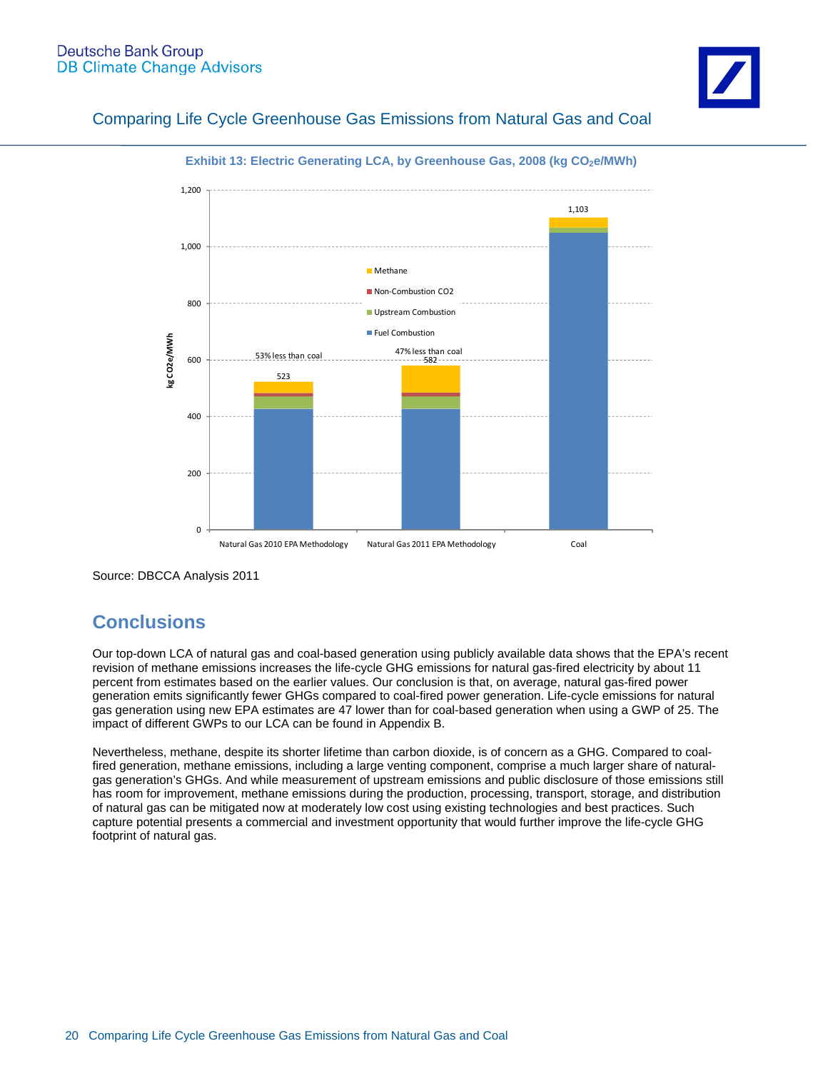## Comparing Life Cycle Greenhouse Gas Emissions from Natural Gas and Coal

**Exhibit 13: Electric Generating LCA, by Greenhouse Gas, 2008 (kg $CO_2$e/MWh)**

Source: DBCCA Analysis 2011

## Conclusions

Our top-down LCA of natural gas and coal-based generation using publicly available data shows that the EPA's recent revision of methane emissions increases the life-cycle GHG emissions for natural gas-fired electricity by about 11 percent from estimates based on the earlier values. Our conclusion is that, on average, natural gas-fired power generation emits significantly fewer GHGs compared to coal-fired power generation. Life-cycle emissions for natural gas generation using new EPA estimates are 47 lower than for coal-based generation when using a GWP of 25. The impact of different GWPs to our LCA can be found in Appendix B.

Nevertheless, methane, despite its shorter lifetime than carbon dioxide, is of concern as a GHG. Compared to coal-fired generation, methane emissions, including a large venting component, comprise a much larger share of natural-gas generation's GHGs. And while measurement of upstream emissions and public disclosure of those emissions still has room for improvement, methane emissions during the production, processing, transport, storage, and distribution of natural gas can be mitigated now at moderately low cost using existing technologies and best practices. Such capture potential presents a commercial and investment opportunity that would further improve the life-cycle GHG footprint of natural gas.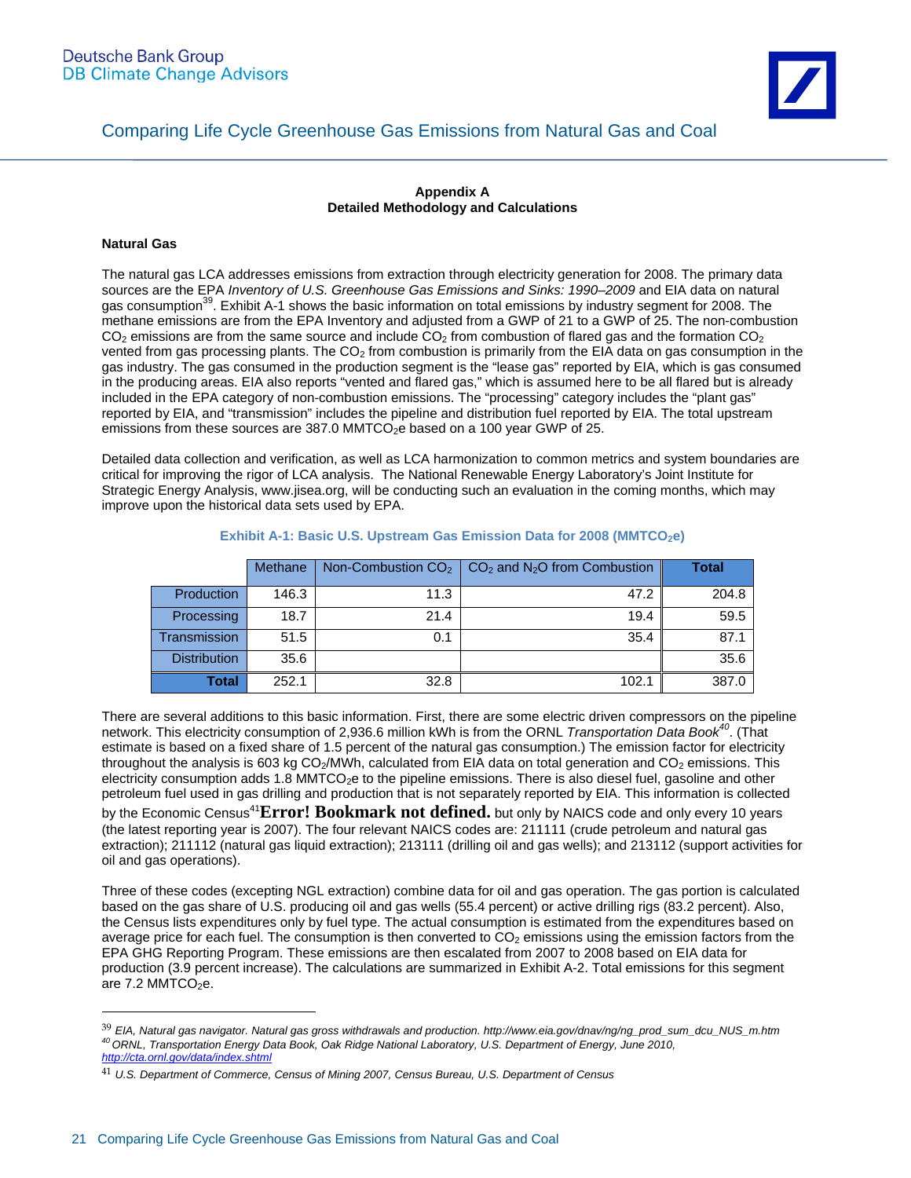## Appendix A
## Detailed Methodology and Calculations

### Natural Gas

The natural gas LCA addresses emissions from extraction through electricity generation for 2008. The primary data sources are the EPA *Inventory of U.S. Greenhouse Gas Emissions and Sinks: 1990–2009* and EIA data on natural gas consumption[39]. Exhibit A-1 shows the basic information on total emissions by industry segment for 2008. The methane emissions are from the EPA Inventory and adjusted from a GWP of 21 to a GWP of 25. The non-combustion $CO_2$ emissions are from the same source and include $CO_2$ from combustion of flared gas and the formation $CO_2$ vented from gas processing plants. The $CO_2$ from combustion is primarily from the EIA data on gas consumption in the gas industry. The gas consumed in the production segment is the "lease gas" reported by EIA, which is gas consumed in the producing areas. EIA also reports "vented and flared gas," which is assumed here to be all flared but is already included in the EPA category of non-combustion emissions. The "processing" category includes the "plant gas" reported by EIA, and "transmission" includes the pipeline and distribution fuel reported by EIA. The total upstream emissions from these sources are 387.0 $MMTCO_2e$ based on a 100 year GWP of 25.

Detailed data collection and verification, as well as LCA harmonization to common metrics and system boundaries are critical for improving the rigor of LCA analysis. The National Renewable Energy Laboratory's Joint Institute for Strategic Energy Analysis, www.jisea.org, will be conducting such an evaluation in the coming months, which may improve upon the historical data sets used by EPA.

**Exhibit A-1: Basic U.S. Upstream Gas Emission Data for 2008 ($MMTCO_2e$)**

| | Methane | Non-Combustion $CO_2$ | $CO_2$ and $N_2O$ from Combustion | Total |
|---|---|---|---|---|
| Production | 146.3 | 11.3 | 47.2 | 204.8 |
| Processing | 18.7 | 21.4 | 19.4 | 59.5 |
| Transmission | 51.5 | 0.1 | 35.4 | 87.1 |
| Distribution | 35.6 | | | 35.6 |
| **Total** | 252.1 | 32.8 | 102.1 | 387.0 |

There are several additions to this basic information. First, there are some electric driven compressors on the pipeline network. This electricity consumption of 2,936.6 million kWh is from the ORNL *Transportation Data Book*[40]. (That estimate is based on a fixed share of 1.5 percent of the natural gas consumption.) The emission factor for electricity throughout the analysis is 603 kg $CO_2$/MWh, calculated from EIA data on total generation and $CO_2$ emissions. This electricity consumption adds 1.8 $MMTCO_2e$ to the pipeline emissions. There is also diesel fuel, gasoline and other petroleum fuel used in gas drilling and production that is not separately reported by EIA. This information is collected by the Economic Census[41]**Error! Bookmark not defined.** but only by NAICS code and only every 10 years (the latest reporting year is 2007). The four relevant NAICS codes are: 211111 (crude petroleum and natural gas extraction); 211112 (natural gas liquid extraction); 213111 (drilling oil and gas wells); and 213112 (support activities for oil and gas operations).

Three of these codes (excepting NGL extraction) combine data for oil and gas operation. The gas portion is calculated based on the gas share of U.S. producing oil and gas wells (55.4 percent) or active drilling rigs (83.2 percent). Also, the Census lists expenditures only by fuel type. The actual consumption is estimated from the expenditures based on average price for each fuel. The consumption is then converted to $CO_2$ emissions using the emission factors from the EPA GHG Reporting Program. These emissions are then escalated from 2007 to 2008 based on EIA data for production (3.9 percent increase). The calculations are summarized in Exhibit A-2. Total emissions for this segment are 7.2 $MMTCO_2e$.

---

[39] *EIA, Natural gas navigator. Natural gas gross withdrawals and production. http://www.eia.gov/dnav/ng/ng_prod_sum_dcu_NUS_m.htm*

[40] *ORNL, Transportation Energy Data Book, Oak Ridge National Laboratory, U.S. Department of Energy, June 2010, http://cta.ornl.gov/data/index.shtml*

[41] *U.S. Department of Commerce, Census of Mining 2007, Census Bureau, U.S. Department of Census*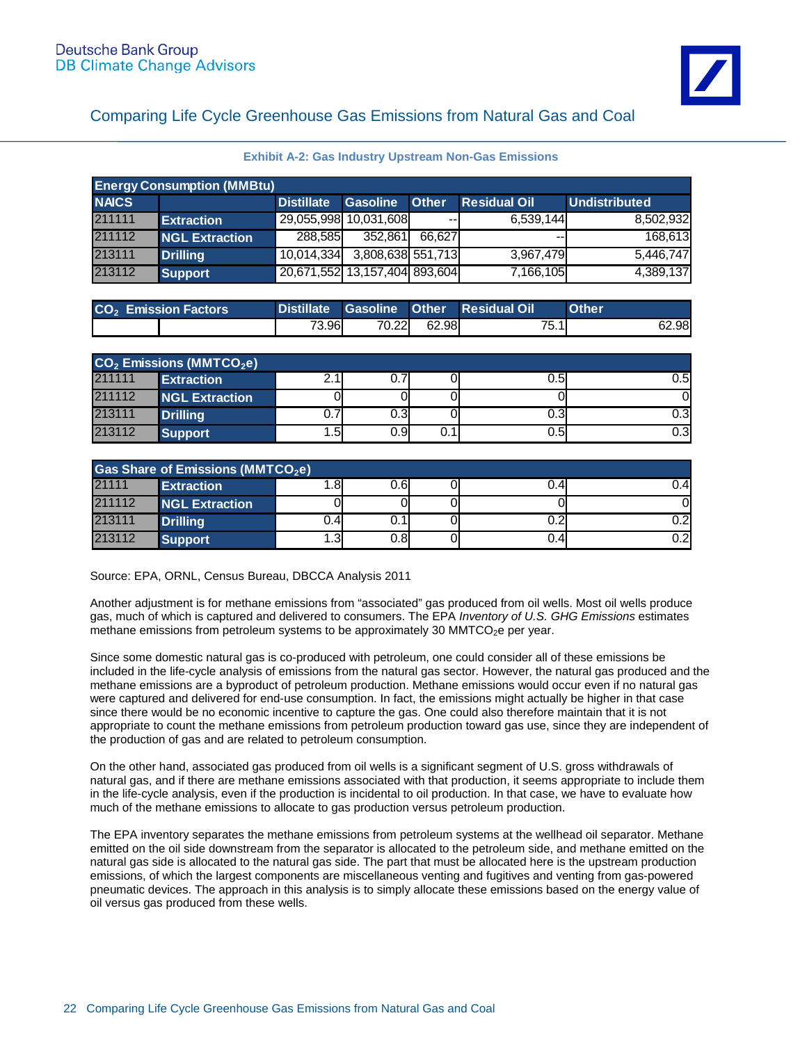**Exhibit A-2: Gas Industry Upstream Non-Gas Emissions**

| Energy Consumption (MMBtu) | | | | | | |
|---|---|---|---|---|---|---|
| NAICS | | Distillate | Gasoline | Other | Residual Oil | Undistributed |
| 211111 | Extraction | 29,055,998 | 10,031,608 | -- | 6,539,144 | 8,502,932 |
| 211112 | NGL Extraction | 288,585 | 352,861 | 66,627 | -- | 168,613 |
| 213111 | Drilling | 10,014,334 | 3,808,638 | 551,713 | 3,967,479 | 5,446,747 |
| 213112 | Support | 20,671,552 | 13,157,404 | 893,604 | 7,166,105 | 4,389,137 |

| $CO_2$ Emission Factors | | Distillate | Gasoline | Other | Residual Oil | Other |
|---|---|---|---|---|---|---|
| | | 73.96 | 70.22 | 62.98 | 75.1 | 62.98 |

| $CO_2$ Emissions ($MMTCO_2e$) | | | | | | |
|---|---|---|---|---|---|---|
| 211111 | Extraction | 2.1 | 0.7 | 0 | 0.5 | 0.5 |
| 211112 | NGL Extraction | 0 | 0 | 0 | 0 | 0 |
| 213111 | Drilling | 0.7 | 0.3 | 0 | 0.3 | 0.3 |
| 213112 | Support | 1.5 | 0.9 | 0.1 | 0.5 | 0.3 |

| Gas Share of Emissions ($MMTCO_2e$) | | | | | | |
|---|---|---|---|---|---|---|
| 21111 | Extraction | 1.8 | 0.6 | 0 | 0.4 | 0.4 |
| 211112 | NGL Extraction | 0 | 0 | 0 | 0 | 0 |
| 213111 | Drilling | 0.4 | 0.1 | 0 | 0.2 | 0.2 |
| 213112 | Support | 1.3 | 0.8 | 0 | 0.4 | 0.2 |

Source: EPA, ORNL, Census Bureau, DBCCA Analysis 2011

Another adjustment is for methane emissions from "associated" gas produced from oil wells. Most oil wells produce gas, much of which is captured and delivered to consumers. The EPA *Inventory of U.S. GHG Emissions* estimates methane emissions from petroleum systems to be approximately 30 $MMTCO_2e$ per year.

Since some domestic natural gas is co-produced with petroleum, one could consider all of these emissions be included in the life-cycle analysis of emissions from the natural gas sector. However, the natural gas produced and the methane emissions are a byproduct of petroleum production. Methane emissions would occur even if no natural gas were captured and delivered for end-use consumption. In fact, the emissions might actually be higher in that case since there would be no economic incentive to capture the gas. One could also therefore maintain that it is not appropriate to count the methane emissions from petroleum production toward gas use, since they are independent of the production of gas and are related to petroleum consumption.

On the other hand, associated gas produced from oil wells is a significant segment of U.S. gross withdrawals of natural gas, and if there are methane emissions associated with that production, it seems appropriate to include them in the life-cycle analysis, even if the production is incidental to oil production. In that case, we have to evaluate how much of the methane emissions to allocate to gas production versus petroleum production.

The EPA inventory separates the methane emissions from petroleum systems at the wellhead oil separator. Methane emitted on the oil side downstream from the separator is allocated to the petroleum side, and methane emitted on the natural gas side is allocated to the natural gas side. The part that must be allocated here is the upstream production emissions, of which the largest components are miscellaneous venting and fugitives and venting from gas-powered pneumatic devices. The approach in this analysis is to simply allocate these emissions based on the energy value of oil versus gas produced from these wells.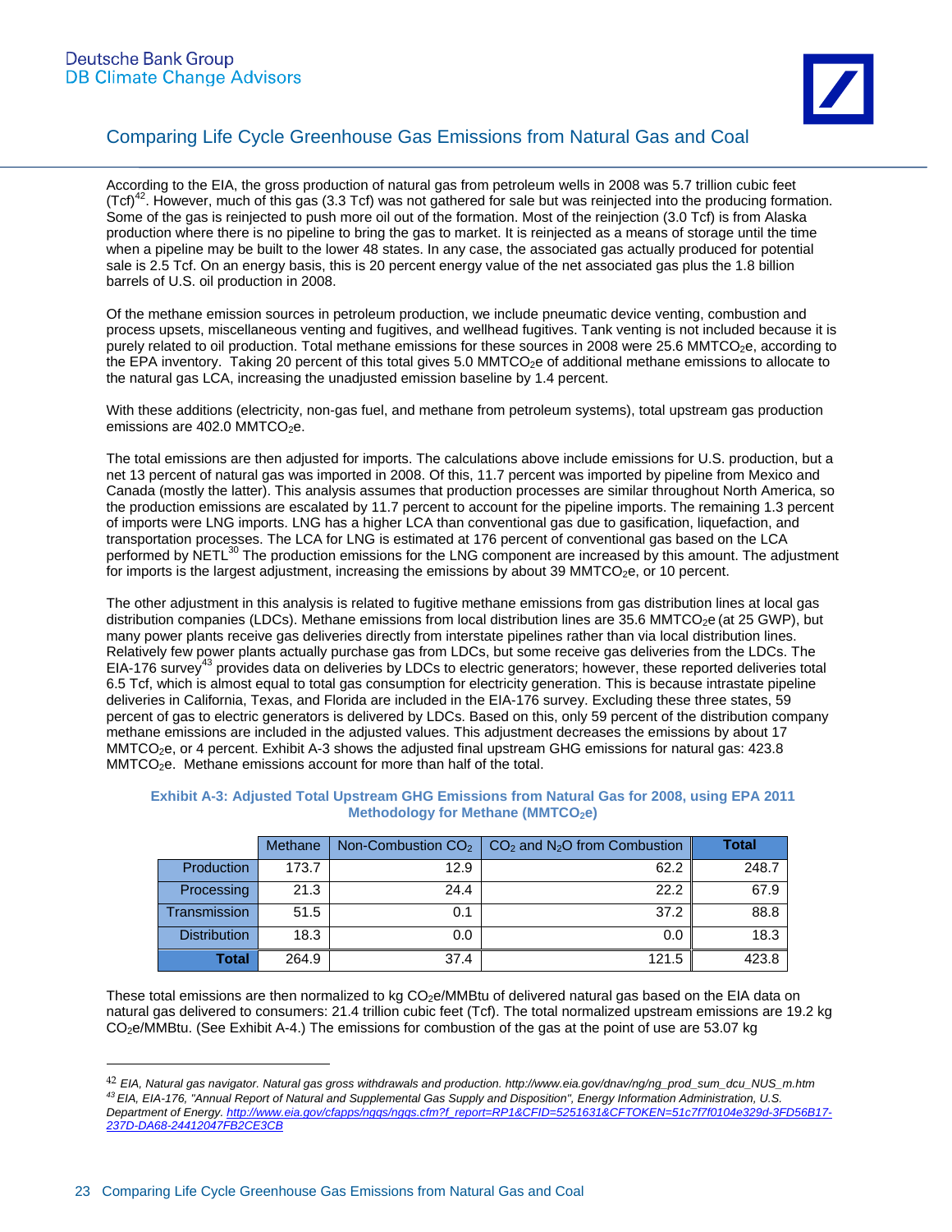According to the EIA, the gross production of natural gas from petroleum wells in 2008 was 5.7 trillion cubic feet (Tcf)[42]. However, much of this gas (3.3 Tcf) was not gathered for sale but was reinjected into the producing formation. Some of the gas is reinjected to push more oil out of the formation. Most of the reinjection (3.0 Tcf) is from Alaska production where there is no pipeline to bring the gas to market. It is reinjected as a means of storage until the time when a pipeline may be built to the lower 48 states. In any case, the associated gas actually produced for potential sale is 2.5 Tcf. On an energy basis, this is 20 percent energy value of the net associated gas plus the 1.8 billion barrels of U.S. oil production in 2008.

Of the methane emission sources in petroleum production, we include pneumatic device venting, combustion and process upsets, miscellaneous venting and fugitives, and wellhead fugitives. Tank venting is not included because it is purely related to oil production. Total methane emissions for these sources in 2008 were 25.6 MMTCO$_2$e, according to the EPA inventory. Taking 20 percent of this total gives 5.0 MMTCO$_2$e of additional methane emissions to allocate to the natural gas LCA, increasing the unadjusted emission baseline by 1.4 percent.

With these additions (electricity, non-gas fuel, and methane from petroleum systems), total upstream gas production emissions are 402.0 MMTCO$_2$e.

The total emissions are then adjusted for imports. The calculations above include emissions for U.S. production, but a net 13 percent of natural gas was imported in 2008. Of this, 11.7 percent was imported by pipeline from Mexico and Canada (mostly the latter). This analysis assumes that production processes are similar throughout North America, so the production emissions are escalated by 11.7 percent to account for the pipeline imports. The remaining 1.3 percent of imports were LNG imports. LNG has a higher LCA than conventional gas due to gasification, liquefaction, and transportation processes. The LCA for LNG is estimated at 176 percent of conventional gas based on the LCA performed by NETL[30] The production emissions for the LNG component are increased by this amount. The adjustment for imports is the largest adjustment, increasing the emissions by about 39 MMTCO$_2$e, or 10 percent.

The other adjustment in this analysis is related to fugitive methane emissions from gas distribution lines at local gas distribution companies (LDCs). Methane emissions from local distribution lines are 35.6 MMTCO$_2$e (at 25 GWP), but many power plants receive gas deliveries directly from interstate pipelines rather than via local distribution lines. Relatively few power plants actually purchase gas from LDCs, but some receive gas deliveries from the LDCs. The EIA-176 survey[43] provides data on deliveries by LDCs to electric generators; however, these reported deliveries total 6.5 Tcf, which is almost equal to total gas consumption for electricity generation. This is because intrastate pipeline deliveries in California, Texas, and Florida are included in the EIA-176 survey. Excluding these three states, 59 percent of gas to electric generators is delivered by LDCs. Based on this, only 59 percent of the distribution company methane emissions are included in the adjusted values. This adjustment decreases the emissions by about 17 MMTCO$_2$e, or 4 percent. Exhibit A-3 shows the adjusted final upstream GHG emissions for natural gas: 423.8 MMTCO$_2$e. Methane emissions account for more than half of the total.

**Exhibit A-3: Adjusted Total Upstream GHG Emissions from Natural Gas for 2008, using EPA 2011 Methodology for Methane (MMTCO$_2$e)**

| | Methane | Non-Combustion $CO_2$ | $CO_2$ and $N_2O$ from Combustion | **Total** |
|---|---|---|---|---|
| Production | 173.7 | 12.9 | 62.2 | 248.7 |
| Processing | 21.3 | 24.4 | 22.2 | 67.9 |
| Transmission | 51.5 | 0.1 | 37.2 | 88.8 |
| Distribution | 18.3 | 0.0 | 0.0 | 18.3 |
| **Total** | 264.9 | 37.4 | 121.5 | 423.8 |

These total emissions are then normalized to kg CO$_2$e/MMBtu of delivered natural gas based on the EIA data on natural gas delivered to consumers: 21.4 trillion cubic feet (Tcf). The total normalized upstream emissions are 19.2 kg CO$_2$e/MMBtu. (See Exhibit A-4.) The emissions for combustion of the gas at the point of use are 53.07 kg

---

[42] *EIA, Natural gas navigator. Natural gas gross withdrawals and production. http://www.eia.gov/dnav/ng/ng_prod_sum_dcu_NUS_m.htm*

[43] *EIA, EIA-176, "Annual Report of Natural and Supplemental Gas Supply and Disposition", Energy Information Administration, U.S. Department of Energy. http://www.eia.gov/cfapps/ngqs/ngqs.cfm?f_report=RP1&CFID=5251631&CFTOKEN=51c7f7f0104e329d-3FD56B17-237D-DA68-24412047FB2CE3CB*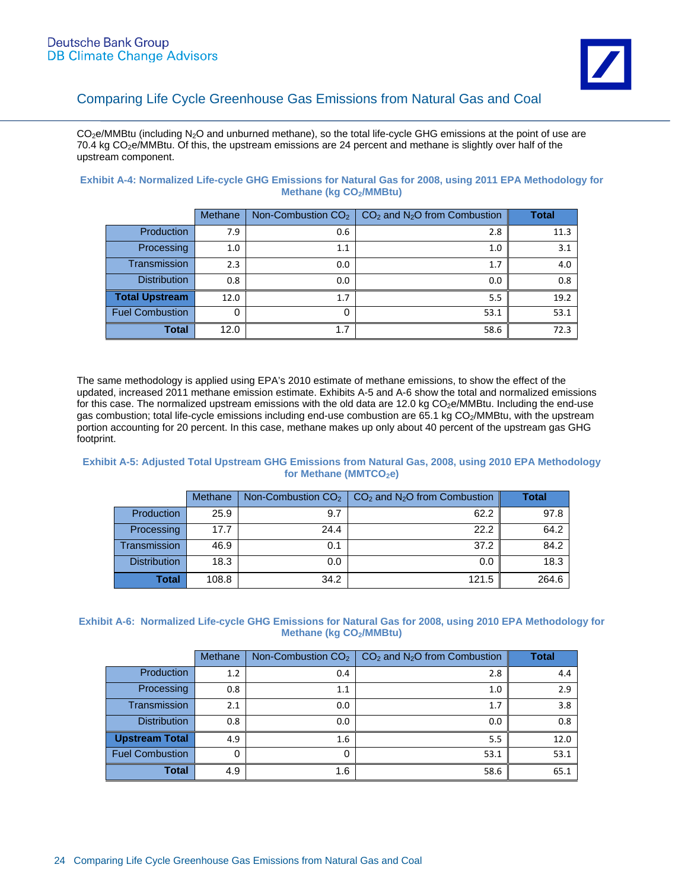$CO_2e$/MMBtu (including $N_2O$ and unburned methane), so the total life-cycle GHG emissions at the point of use are 70.4 kg $CO_2e$/MMBtu. Of this, the upstream emissions are 24 percent and methane is slightly over half of the upstream component.

**Exhibit A-4: Normalized Life-cycle GHG Emissions for Natural Gas for 2008, using 2011 EPA Methodology for Methane (kg $CO_2$/MMBtu)**

| | Methane | Non-Combustion $CO_2$ | $CO_2$ and $N_2O$ from Combustion | Total |
|---|---|---|---|---|
| Production | 7.9 | 0.6 | 2.8 | 11.3 |
| Processing | 1.0 | 1.1 | 1.0 | 3.1 |
| Transmission | 2.3 | 0.0 | 1.7 | 4.0 |
| Distribution | 0.8 | 0.0 | 0.0 | 0.8 |
| **Total Upstream** | 12.0 | 1.7 | 5.5 | 19.2 |
| Fuel Combustion | 0 | 0 | 53.1 | 53.1 |
| **Total** | 12.0 | 1.7 | 58.6 | 72.3 |

The same methodology is applied using EPA's 2010 estimate of methane emissions, to show the effect of the updated, increased 2011 methane emission estimate. Exhibits A-5 and A-6 show the total and normalized emissions for this case. The normalized upstream emissions with the old data are 12.0 kg $CO_2e$/MMBtu. Including the end-use gas combustion; total life-cycle emissions including end-use combustion are 65.1 kg $CO_2$/MMBtu, with the upstream portion accounting for 20 percent. In this case, methane makes up only about 40 percent of the upstream gas GHG footprint.

**Exhibit A-5: Adjusted Total Upstream GHG Emissions from Natural Gas, 2008, using 2010 EPA Methodology for Methane (MMT$CO_2$e)**

| | Methane | Non-Combustion $CO_2$ | $CO_2$ and $N_2O$ from Combustion | Total |
|---|---|---|---|---|
| Production | 25.9 | 9.7 | 62.2 | 97.8 |
| Processing | 17.7 | 24.4 | 22.2 | 64.2 |
| Transmission | 46.9 | 0.1 | 37.2 | 84.2 |
| Distribution | 18.3 | 0.0 | 0.0 | 18.3 |
| **Total** | 108.8 | 34.2 | 121.5 | 264.6 |

**Exhibit A-6: Normalized Life-cycle GHG Emissions for Natural Gas for 2008, using 2010 EPA Methodology for Methane (kg $CO_2$/MMBtu)**

| | Methane | Non-Combustion $CO_2$ | $CO_2$ and $N_2O$ from Combustion | Total |
|---|---|---|---|---|
| Production | 1.2 | 0.4 | 2.8 | 4.4 |
| Processing | 0.8 | 1.1 | 1.0 | 2.9 |
| Transmission | 2.1 | 0.0 | 1.7 | 3.8 |
| Distribution | 0.8 | 0.0 | 0.0 | 0.8 |
| **Upstream Total** | 4.9 | 1.6 | 5.5 | 12.0 |
| Fuel Combustion | 0 | 0 | 53.1 | 53.1 |
| **Total** | 4.9 | 1.6 | 58.6 | 65.1 |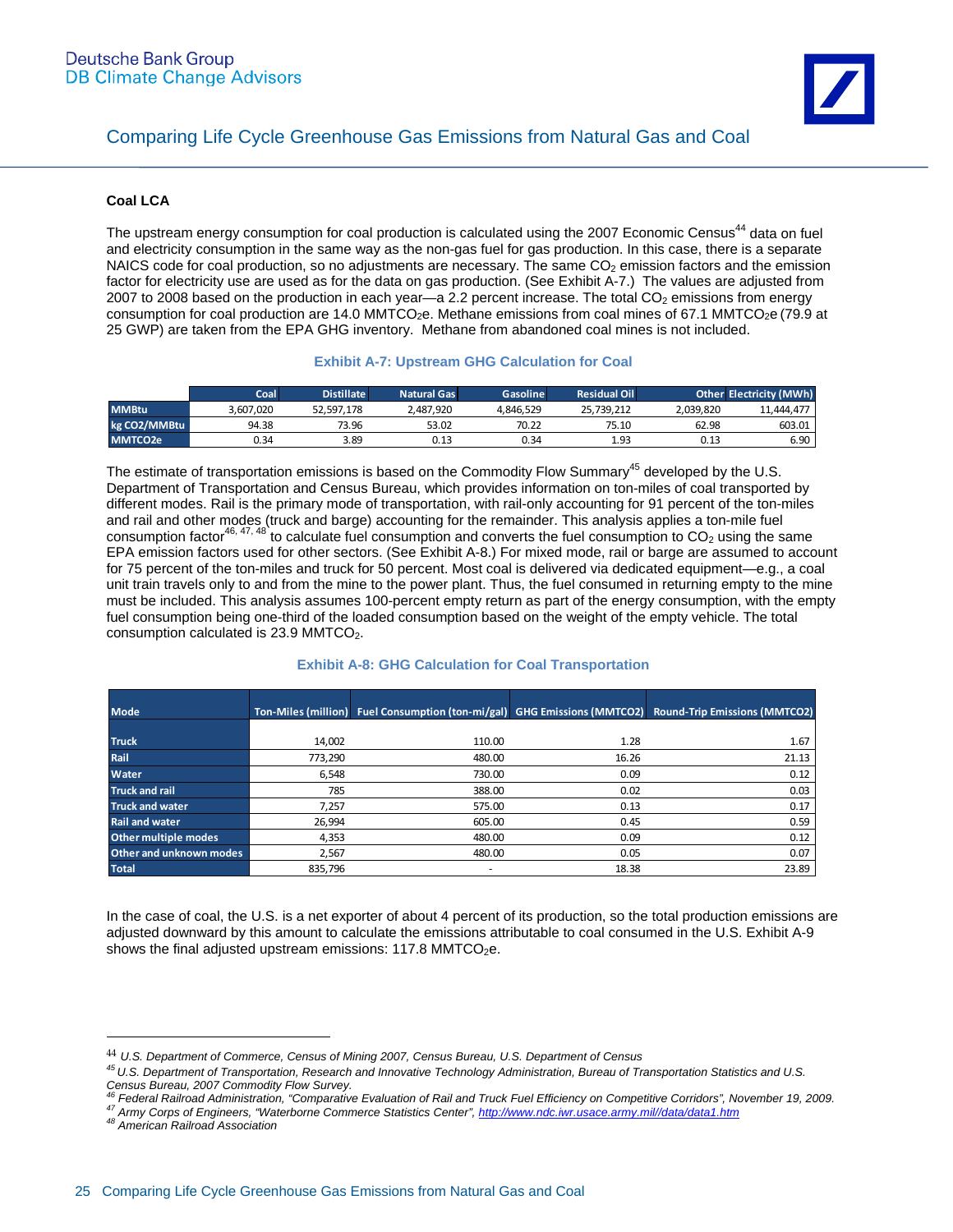### Coal LCA

The upstream energy consumption for coal production is calculated using the 2007 Economic Census[44] data on fuel and electricity consumption in the same way as the non-gas fuel for gas production. In this case, there is a separate NAICS code for coal production, so no adjustments are necessary. The same $CO_2$ emission factors and the emission factor for electricity use are used as for the data on gas production. (See Exhibit A-7.) The values are adjusted from 2007 to 2008 based on the production in each year—a 2.2 percent increase. The total $CO_2$ emissions from energy consumption for coal production are 14.0 $MMTCO_2e$. Methane emissions from coal mines of 67.1 $MMTCO_2e$ (79.9 at 25 GWP) are taken from the EPA GHG inventory. Methane from abandoned coal mines is not included.

**Exhibit A-7: Upstream GHG Calculation for Coal**

| | Coal | Distillate | Natural Gas | Gasoline | Residual Oil | Other | Electricity (MWh) |
|---|---|---|---|---|---|---|---|
| MMBtu | 3,607,020 | 52,597,178 | 2,487,920 | 4,846,529 | 25,739,212 | 2,039,820 | 11,444,477 |
| kg CO2/MMBtu | 94.38 | 73.96 | 53.02 | 70.22 | 75.10 | 62.98 | 603.01 |
| MMTCO2e | 0.34 | 3.89 | 0.13 | 0.34 | 1.93 | 0.13 | 6.90 |

The estimate of transportation emissions is based on the Commodity Flow Summary[45] developed by the U.S. Department of Transportation and Census Bureau, which provides information on ton-miles of coal transported by different modes. Rail is the primary mode of transportation, with rail-only accounting for 91 percent of the ton-miles and rail and other modes (truck and barge) accounting for the remainder. This analysis applies a ton-mile fuel consumption factor[46, 47, 48] to calculate fuel consumption and converts the fuel consumption to $CO_2$ using the same EPA emission factors used for other sectors. (See Exhibit A-8.) For mixed mode, rail or barge are assumed to account for 75 percent of the ton-miles and truck for 50 percent. Most coal is delivered via dedicated equipment—e.g., a coal unit train travels only to and from the mine to the power plant. Thus, the fuel consumed in returning empty to the mine must be included. This analysis assumes 100-percent empty return as part of the energy consumption, with the empty fuel consumption being one-third of the loaded consumption based on the weight of the empty vehicle. The total consumption calculated is 23.9 $MMTCO_2$.

**Exhibit A-8: GHG Calculation for Coal Transportation**

| Mode | Ton-Miles (million) | Fuel Consumption (ton-mi/gal) | GHG Emissions (MMTCO2) | Round-Trip Emissions (MMTCO2) |
|---|---|---|---|---|
| Truck | 14,002 | 110.00 | 1.28 | 1.67 |
| Rail | 773,290 | 480.00 | 16.26 | 21.13 |
| Water | 6,548 | 730.00 | 0.09 | 0.12 |
| Truck and rail | 785 | 388.00 | 0.02 | 0.03 |
| Truck and water | 7,257 | 575.00 | 0.13 | 0.17 |
| Rail and water | 26,994 | 605.00 | 0.45 | 0.59 |
| Other multiple modes | 4,353 | 480.00 | 0.09 | 0.12 |
| Other and unknown modes | 2,567 | 480.00 | 0.05 | 0.07 |
| Total | 835,796 | - | 18.38 | 23.89 |

In the case of coal, the U.S. is a net exporter of about 4 percent of its production, so the total production emissions are adjusted downward by this amount to calculate the emissions attributable to coal consumed in the U.S. Exhibit A-9 shows the final adjusted upstream emissions: 117.8 $MMTCO_2e$.

---

[44] *U.S. Department of Commerce, Census of Mining 2007, Census Bureau, U.S. Department of Census*

[45] *U.S. Department of Transportation, Research and Innovative Technology Administration, Bureau of Transportation Statistics and U.S. Census Bureau, 2007 Commodity Flow Survey.*

[46] *Federal Railroad Administration, "Comparative Evaluation of Rail and Truck Fuel Efficiency on Competitive Corridors", November 19, 2009.*

[47] *Army Corps of Engineers, "Waterborne Commerce Statistics Center", http://www.ndc.iwr.usace.army.mil//data/data1.htm*

[48] *American Railroad Association*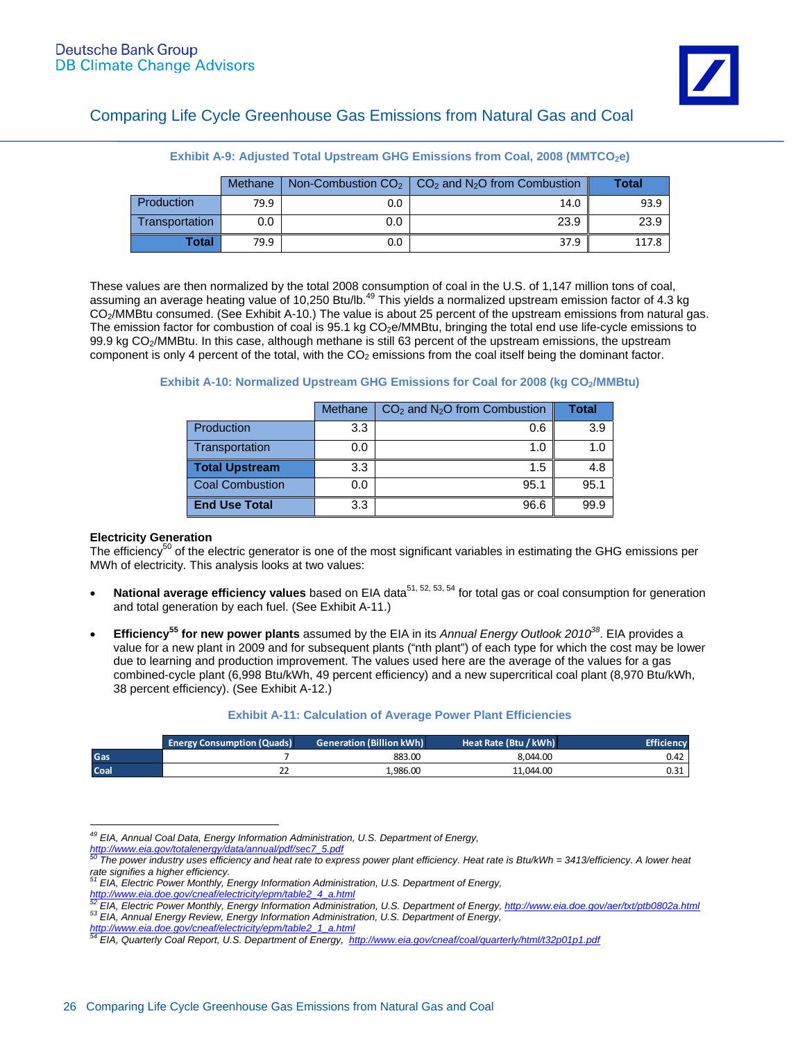**Exhibit A-9: Adjusted Total Upstream GHG Emissions from Coal, 2008 ($MMTCO_2e$)**

| | Methane | Non-Combustion $CO_2$ | $CO_2$ and $N_2O$ from Combustion | Total |
|---|---|---|---|---|
| Production | 79.9 | 0.0 | 14.0 | 93.9 |
| Transportation | 0.0 | 0.0 | 23.9 | 23.9 |
| **Total** | 79.9 | 0.0 | 37.9 | 117.8 |

These values are then normalized by the total 2008 consumption of coal in the U.S. of 1,147 million tons of coal, assuming an average heating value of 10,250 Btu/lb.[49] This yields a normalized upstream emission factor of 4.3 kg $CO_2$/MMBtu consumed. (See Exhibit A-10.) The value is about 25 percent of the upstream emissions from natural gas. The emission factor for combustion of coal is 95.1 kg $CO_2e$/MMBtu, bringing the total end use life-cycle emissions to 99.9 kg $CO_2$/MMBtu. In this case, although methane is still 63 percent of the upstream emissions, the upstream component is only 4 percent of the total, with the $CO_2$ emissions from the coal itself being the dominant factor.

**Exhibit A-10: Normalized Upstream GHG Emissions for Coal for 2008 (kg $CO_2$/MMBtu)**

| | Methane | $CO_2$ and $N_2O$ from Combustion | Total |
|---|---|---|---|
| Production | 3.3 | 0.6 | 3.9 |
| Transportation | 0.0 | 1.0 | 1.0 |
| **Total Upstream** | 3.3 | 1.5 | 4.8 |
| Coal Combustion | 0.0 | 95.1 | 95.1 |
| **End Use Total** | 3.3 | 96.6 | 99.9 |

**Electricity Generation**

The efficiency[50] of the electric generator is one of the most significant variables in estimating the GHG emissions per MWh of electricity. This analysis looks at two values:

- **National average efficiency values** based on EIA data[51, 52, 53, 54] for total gas or coal consumption for generation and total generation by each fuel. (See Exhibit A-11.)
- **Efficiency[55] for new power plants** assumed by the EIA in its *Annual Energy Outlook 2010*[38]. EIA provides a value for a new plant in 2009 and for subsequent plants ("nth plant") of each type for which the cost may be lower due to learning and production improvement. The values used here are the average of the values for a gas combined-cycle plant (6,998 Btu/kWh, 49 percent efficiency) and a new supercritical coal plant (8,970 Btu/kWh, 38 percent efficiency). (See Exhibit A-12.)

**Exhibit A-11: Calculation of Average Power Plant Efficiencies**

| | Energy Consumption (Quads) | Generation (Billion kWh) | Heat Rate (Btu / kWh) | Efficiency |
|---|---|---|---|---|
| Gas | 7 | 883.00 | 8,044.00 | 0.42 |
| Coal | 22 | 1,986.00 | 11,044.00 | 0.31 |

---

[49] EIA, Annual Coal Data, Energy Information Administration, U.S. Department of Energy, http://www.eia.gov/totalenergy/data/annual/pdf/sec7_5.pdf

[50] The power industry uses efficiency and heat rate to express power plant efficiency. Heat rate is Btu/kWh = 3413/efficiency. A lower heat rate signifies a higher efficiency.

[51] EIA, Electric Power Monthly, Energy Information Administration, U.S. Department of Energy, http://www.eia.doe.gov/cneaf/electricity/epm/table2_4_a.html

[52] EIA, Electric Power Monthly, Energy Information Administration, U.S. Department of Energy, http://www.eia.doe.gov/aer/txt/ptb0802a.html

[53] EIA, Annual Energy Review, Energy Information Administration, U.S. Department of Energy, http://www.eia.doe.gov/cneaf/electricity/epm/table2_1_a.html

[54] EIA, Quarterly Coal Report, U.S. Department of Energy, http://www.eia.gov/cneaf/coal/quarterly/html/t32p01p1.pdf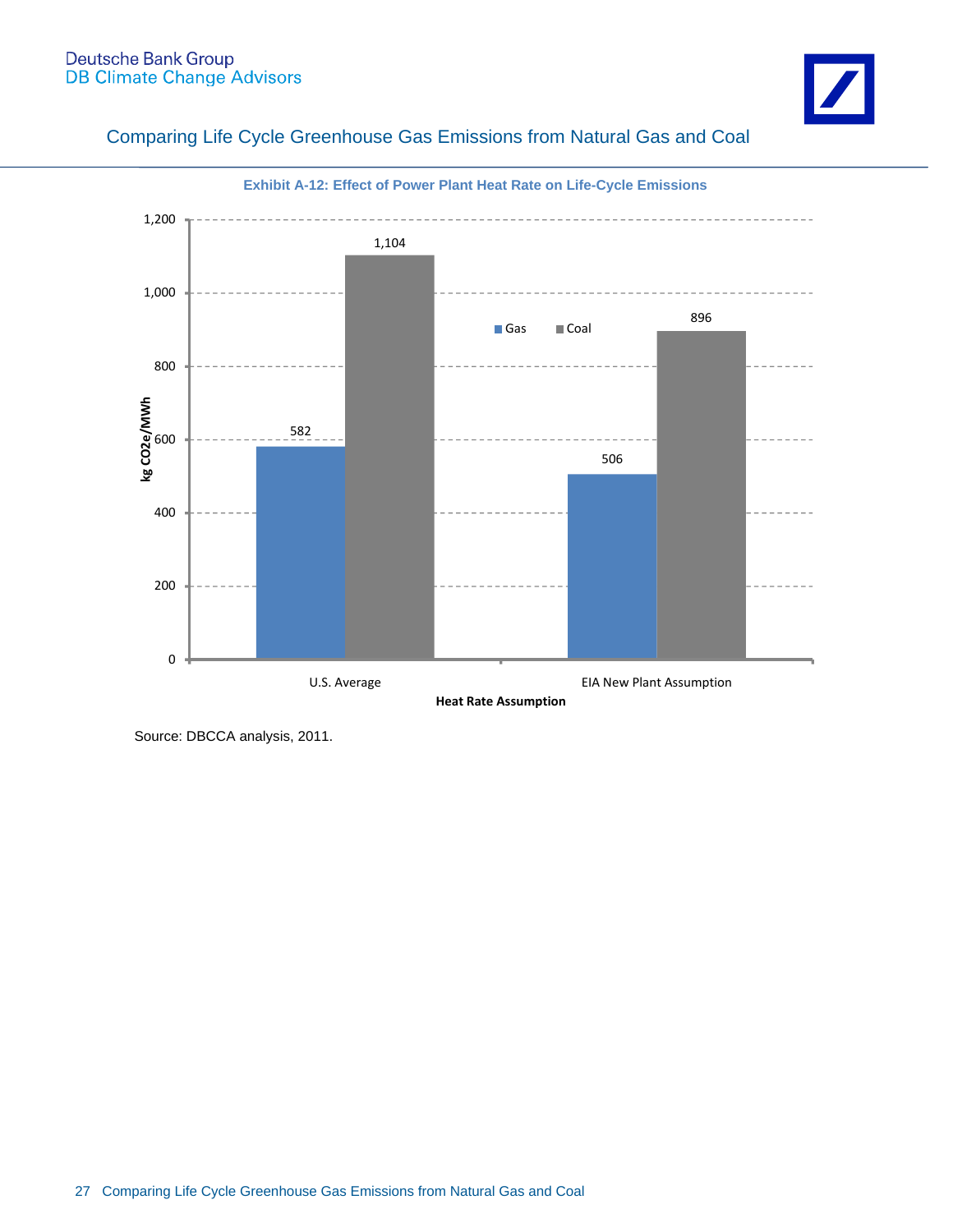**Exhibit A-12: Effect of Power Plant Heat Rate on Life-Cycle Emissions**

| Heat Rate Assumption | Gas (kg CO2e/MWh) | Coal (kg CO2e/MWh) |
|---|---|---|
| U.S. Average | 582 | 1,104 |
| EIA New Plant Assumption | 506 | 896 |

Source: DBCCA analysis, 2011.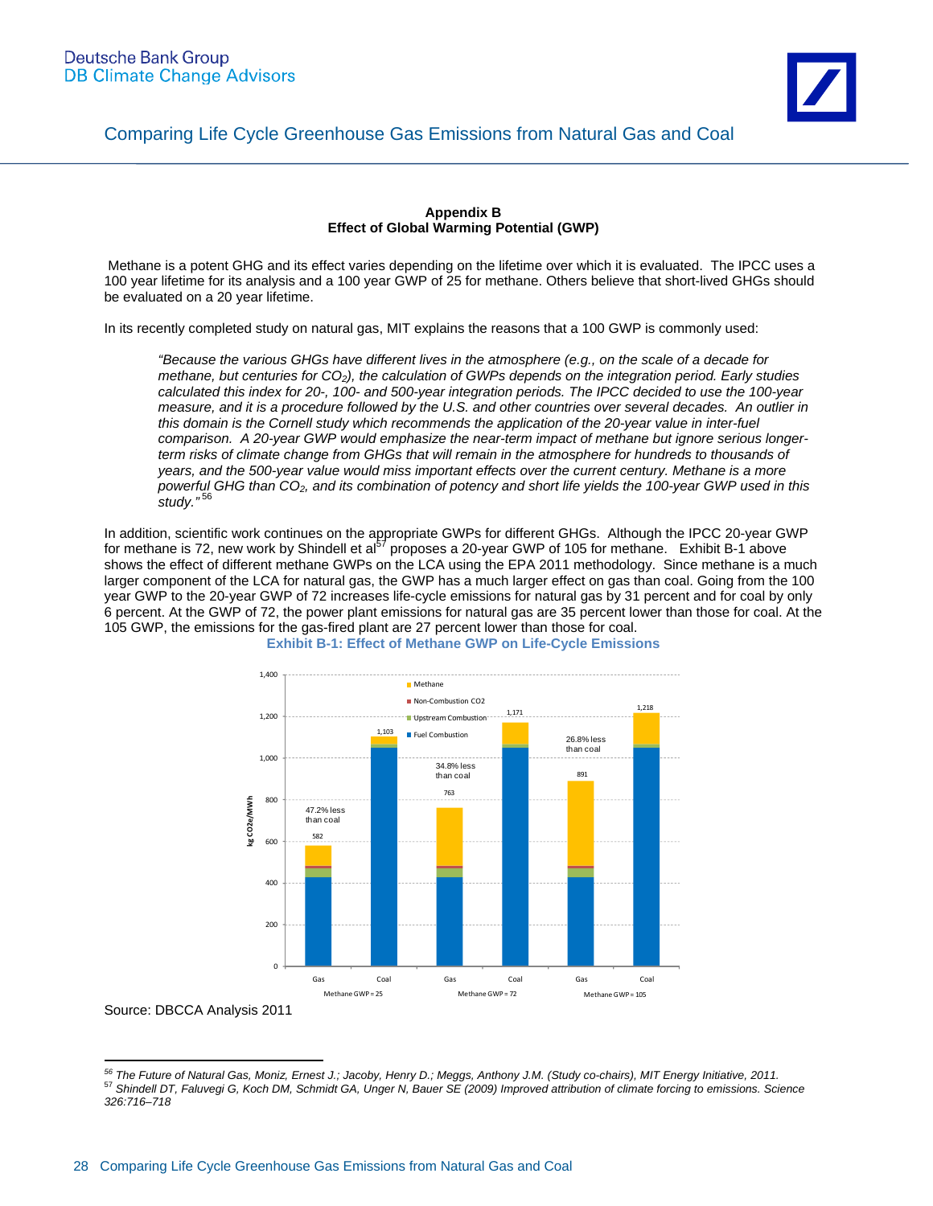## Appendix B
## Effect of Global Warming Potential (GWP)

Methane is a potent GHG and its effect varies depending on the lifetime over which it is evaluated. The IPCC uses a 100 year lifetime for its analysis and a 100 year GWP of 25 for methane. Others believe that short-lived GHGs should be evaluated on a 20 year lifetime.

In its recently completed study on natural gas, MIT explains the reasons that a 100 GWP is commonly used:

> *"Because the various GHGs have different lives in the atmosphere (e.g., on the scale of a decade for methane, but centuries for $CO_2$), the calculation of GWPs depends on the integration period. Early studies calculated this index for 20-, 100- and 500-year integration periods. The IPCC decided to use the 100-year measure, and it is a procedure followed by the U.S. and other countries over several decades. An outlier in this domain is the Cornell study which recommends the application of the 20-year value in inter-fuel comparison. A 20-year GWP would emphasize the near-term impact of methane but ignore serious longer-term risks of climate change from GHGs that will remain in the atmosphere for hundreds to thousands of years, and the 500-year value would miss important effects over the current century. Methane is a more powerful GHG than $CO_2$, and its combination of potency and short life yields the 100-year GWP used in this study."*[56]

In addition, scientific work continues on the appropriate GWPs for different GHGs. Although the IPCC 20-year GWP for methane is 72, new work by Shindell et al[57] proposes a 20-year GWP of 105 for methane. Exhibit B-1 above shows the effect of different methane GWPs on the LCA using the EPA 2011 methodology. Since methane is a much larger component of the LCA for natural gas, the GWP has a much larger effect on gas than coal. Going from the 100 year GWP to the 20-year GWP of 72 increases life-cycle emissions for natural gas by 31 percent and for coal by only 6 percent. At the GWP of 72, the power plant emissions for natural gas are 35 percent lower than those for coal. At the 105 GWP, the emissions for the gas-fired plant are 27 percent lower than those for coal.

**Exhibit B-1: Effect of Methane GWP on Life-Cycle Emissions**

| Methane GWP | Fuel | Total (kg CO2e/MWh) | Note |
|---|---|---|---|
| 25 | Gas | 582 | 47.2% less than coal |
| 25 | Coal | 1,103 | |
| 72 | Gas | 763 | 34.8% less than coal |
| 72 | Coal | 1,171 | |
| 105 | Gas | 891 | 26.8% less than coal |
| 105 | Coal | 1,218 | |

Legend: Methane; Non-Combustion CO2; Upstream Combustion; Fuel Combustion. Y-axis: kg CO2e/MWh.

Source: DBCCA Analysis 2011

---

[56] *The Future of Natural Gas, Moniz, Ernest J.; Jacoby, Henry D.; Meggs, Anthony J.M. (Study co-chairs), MIT Energy Initiative, 2011.*

[57] *Shindell DT, Faluvegi G, Koch DM, Schmidt GA, Unger N, Bauer SE (2009) Improved attribution of climate forcing to emissions. Science 326:716–718*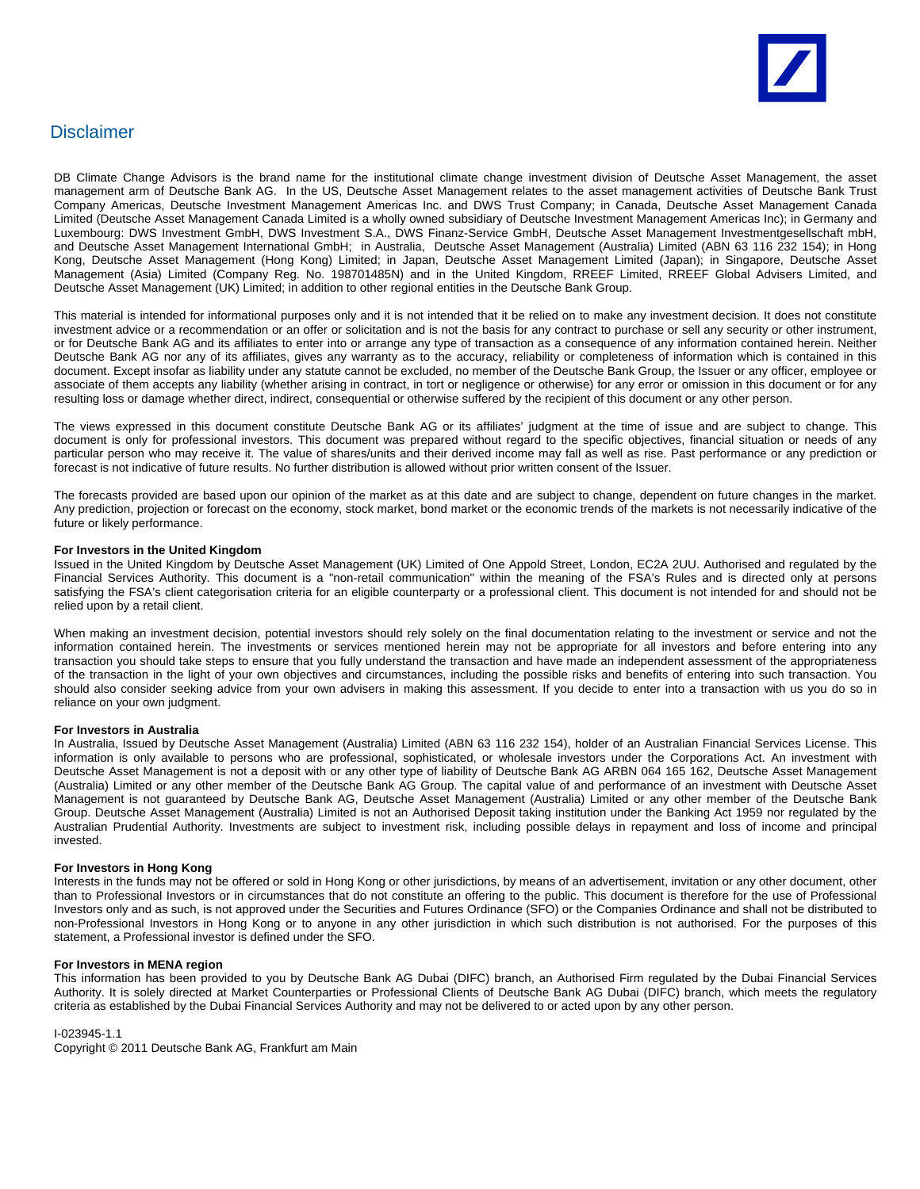# Disclaimer

DB Climate Change Advisors is the brand name for the institutional climate change investment division of Deutsche Asset Management, the asset management arm of Deutsche Bank AG. In the US, Deutsche Asset Management relates to the asset management activities of Deutsche Bank Trust Company Americas, Deutsche Investment Management Americas Inc. and DWS Trust Company; in Canada, Deutsche Asset Management Canada Limited (Deutsche Asset Management Canada Limited is a wholly owned subsidiary of Deutsche Investment Management Americas Inc); in Germany and Luxembourg: DWS Investment GmbH, DWS Investment S.A., DWS Finanz-Service GmbH, Deutsche Asset Management Investmentgesellschaft mbH, and Deutsche Asset Management International GmbH; in Australia, Deutsche Asset Management (Australia) Limited (ABN 63 116 232 154); in Hong Kong, Deutsche Asset Management (Hong Kong) Limited; in Japan, Deutsche Asset Management Limited (Japan); in Singapore, Deutsche Asset Management (Asia) Limited (Company Reg. No. 198701485N) and in the United Kingdom, RREEF Limited, RREEF Global Advisers Limited, and Deutsche Asset Management (UK) Limited; in addition to other regional entities in the Deutsche Bank Group.

This material is intended for informational purposes only and it is not intended that it be relied on to make any investment decision. It does not constitute investment advice or a recommendation or an offer or solicitation and is not the basis for any contract to purchase or sell any security or other instrument, or for Deutsche Bank AG and its affiliates to enter into or arrange any type of transaction as a consequence of any information contained herein. Neither Deutsche Bank AG nor any of its affiliates, gives any warranty as to the accuracy, reliability or completeness of information which is contained in this document. Except insofar as liability under any statute cannot be excluded, no member of the Deutsche Bank Group, the Issuer or any officer, employee or associate of them accepts any liability (whether arising in contract, in tort or negligence or otherwise) for any error or omission in this document or for any resulting loss or damage whether direct, indirect, consequential or otherwise suffered by the recipient of this document or any other person.

The views expressed in this document constitute Deutsche Bank AG or its affiliates' judgment at the time of issue and are subject to change. This document is only for professional investors. This document was prepared without regard to the specific objectives, financial situation or needs of any particular person who may receive it. The value of shares/units and their derived income may fall as well as rise. Past performance or any prediction or forecast is not indicative of future results. No further distribution is allowed without prior written consent of the Issuer.

The forecasts provided are based upon our opinion of the market as at this date and are subject to change, dependent on future changes in the market. Any prediction, projection or forecast on the economy, stock market, bond market or the economic trends of the markets is not necessarily indicative of the future or likely performance.

**For Investors in the United Kingdom**
Issued in the United Kingdom by Deutsche Asset Management (UK) Limited of One Appold Street, London, EC2A 2UU. Authorised and regulated by the Financial Services Authority. This document is a "non-retail communication" within the meaning of the FSA's Rules and is directed only at persons satisfying the FSA's client categorisation criteria for an eligible counterparty or a professional client. This document is not intended for and should not be relied upon by a retail client.

When making an investment decision, potential investors should rely solely on the final documentation relating to the investment or service and not the information contained herein. The investments or services mentioned herein may not be appropriate for all investors and before entering into any transaction you should take steps to ensure that you fully understand the transaction and have made an independent assessment of the appropriateness of the transaction in the light of your own objectives and circumstances, including the possible risks and benefits of entering into such transaction. You should also consider seeking advice from your own advisers in making this assessment. If you decide to enter into a transaction with us you do so in reliance on your own judgment.

**For Investors in Australia**
In Australia, Issued by Deutsche Asset Management (Australia) Limited (ABN 63 116 232 154), holder of an Australian Financial Services License. This information is only available to persons who are professional, sophisticated, or wholesale investors under the Corporations Act. An investment with Deutsche Asset Management is not a deposit with or any other type of liability of Deutsche Bank AG ARBN 064 165 162, Deutsche Asset Management (Australia) Limited or any other member of the Deutsche Bank AG Group. The capital value of and performance of an investment with Deutsche Asset Management is not guaranteed by Deutsche Bank AG, Deutsche Asset Management (Australia) Limited or any other member of the Deutsche Bank Group. Deutsche Asset Management (Australia) Limited is not an Authorised Deposit taking institution under the Banking Act 1959 nor regulated by the Australian Prudential Authority. Investments are subject to investment risk, including possible delays in repayment and loss of income and principal invested.

**For Investors in Hong Kong**
Interests in the funds may not be offered or sold in Hong Kong or other jurisdictions, by means of an advertisement, invitation or any other document, other than to Professional Investors or in circumstances that do not constitute an offering to the public. This document is therefore for the use of Professional Investors only and as such, is not approved under the Securities and Futures Ordinance (SFO) or the Companies Ordinance and shall not be distributed to non-Professional Investors in Hong Kong or to anyone in any other jurisdiction in which such distribution is not authorised. For the purposes of this statement, a Professional investor is defined under the SFO.

**For Investors in MENA region**
This information has been provided to you by Deutsche Bank AG Dubai (DIFC) branch, an Authorised Firm regulated by the Dubai Financial Services Authority. It is solely directed at Market Counterparties or Professional Clients of Deutsche Bank AG Dubai (DIFC) branch, which meets the regulatory criteria as established by the Dubai Financial Services Authority and may not be delivered to or acted upon by any other person.

I-023945-1.1
Copyright © 2011 Deutsche Bank AG, Frankfurt am Main